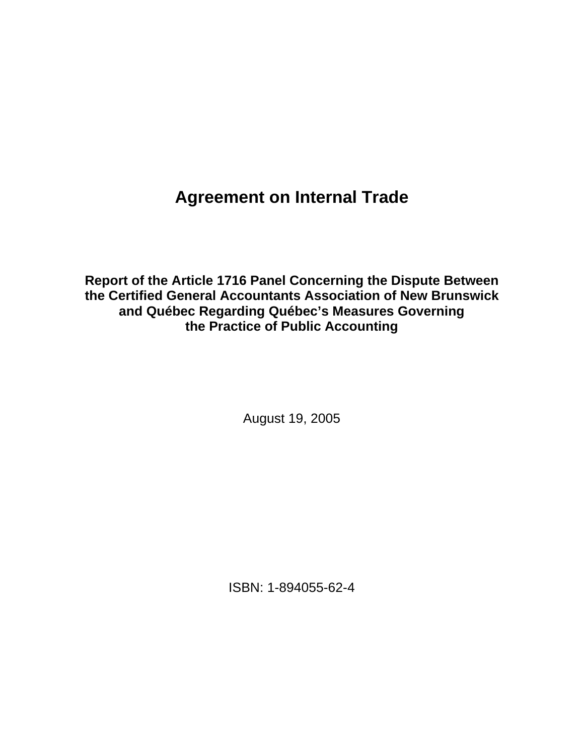# Agreement on Internal Trade

## Report of the Article 1716 Panel Concerning the Dispute Between the Certified General Accountants Association of New Brunswick and Québec Regarding Québec's Measures Governing the Practice of Public Accounting

August 19, 2005

ISBN: 1-894055-62-4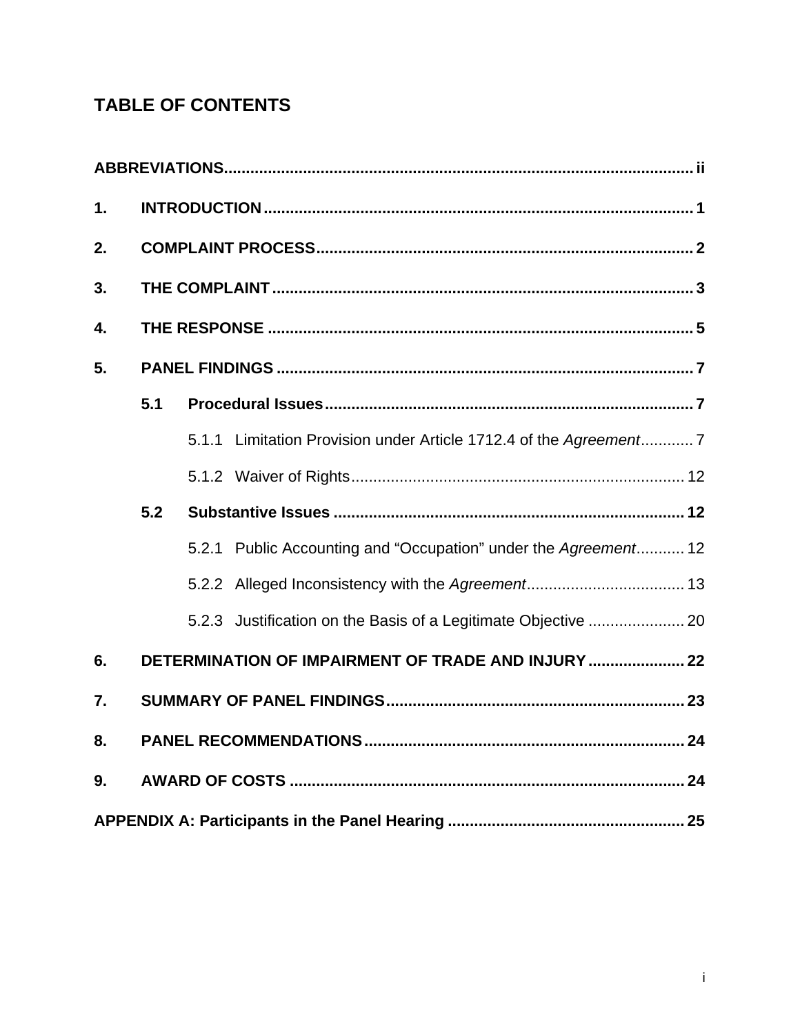# TABLE OF CONTENTS

**ABBREVIATIONS** ..... **ii**

**1. INTRODUCTION** ..... **1**

**2. COMPLAINT PROCESS** ..... **2**

**3. THE COMPLAINT** ..... **3**

**4. THE RESPONSE** ..... **5**

**5. PANEL FINDINGS** ..... **7**

- **5.1 Procedural Issues** ..... **7**
  - 5.1.1 Limitation Provision under Article 1712.4 of the *Agreement* ..... 7
  - 5.1.2 Waiver of Rights ..... 12
- **5.2 Substantive Issues** ..... **12**
  - 5.2.1 Public Accounting and “Occupation” under the *Agreement* ..... 12
  - 5.2.2 Alleged Inconsistency with the *Agreement* ..... 13
  - 5.2.3 Justification on the Basis of a Legitimate Objective ..... 20

**6. DETERMINATION OF IMPAIRMENT OF TRADE AND INJURY** ..... **22**

**7. SUMMARY OF PANEL FINDINGS** ..... **23**

**8. PANEL RECOMMENDATIONS** ..... **24**

**9. AWARD OF COSTS** ..... **24**

**APPENDIX A: Participants in the Panel Hearing** ..... **25**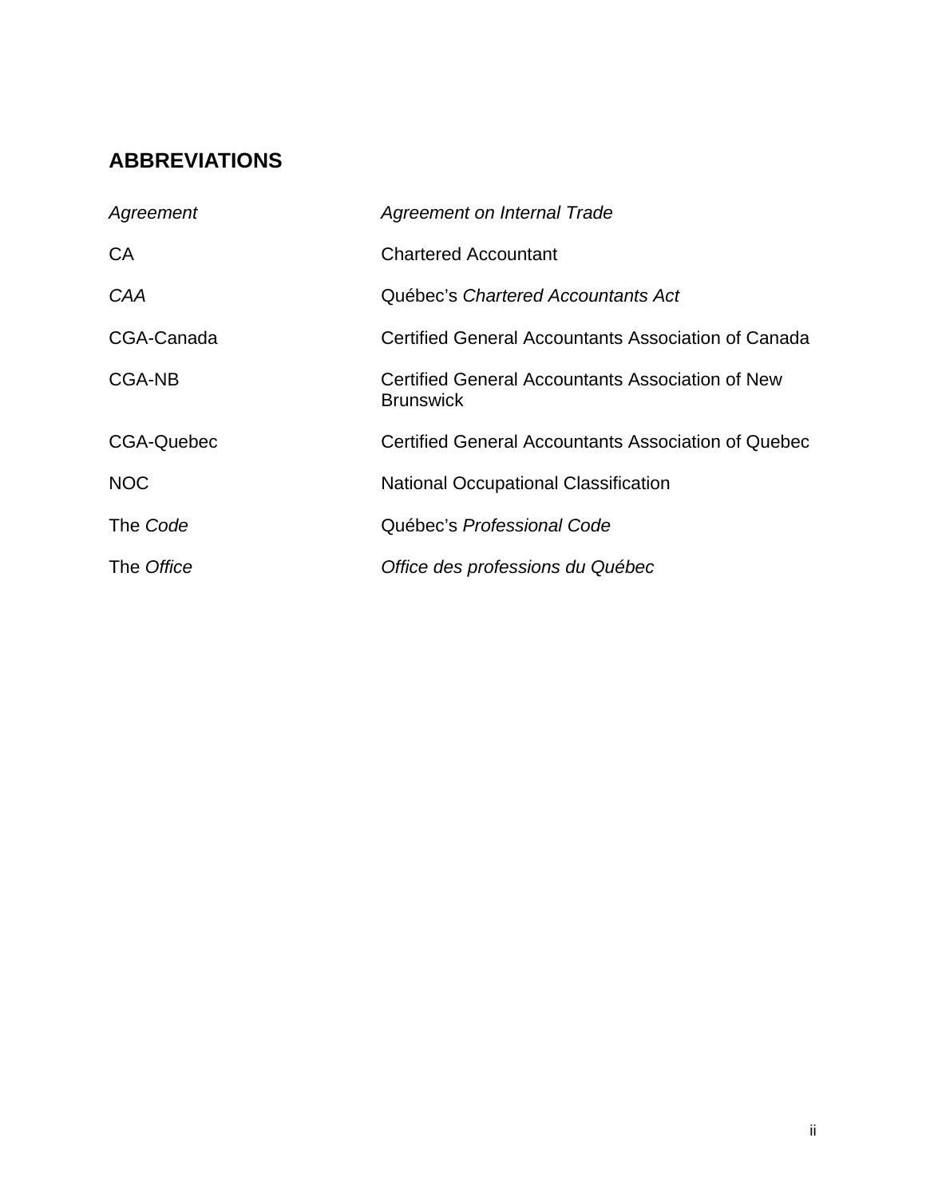## ABBREVIATIONS

| | |
|---|---|
| *Agreement* | *Agreement on Internal Trade* |
| CA | Chartered Accountant |
| *CAA* | Québec's *Chartered Accountants Act* |
| CGA-Canada | Certified General Accountants Association of Canada |
| CGA-NB | Certified General Accountants Association of New Brunswick |
| CGA-Quebec | Certified General Accountants Association of Quebec |
| NOC | National Occupational Classification |
| The *Code* | Québec's *Professional Code* |
| The *Office* | *Office des professions du Québec* |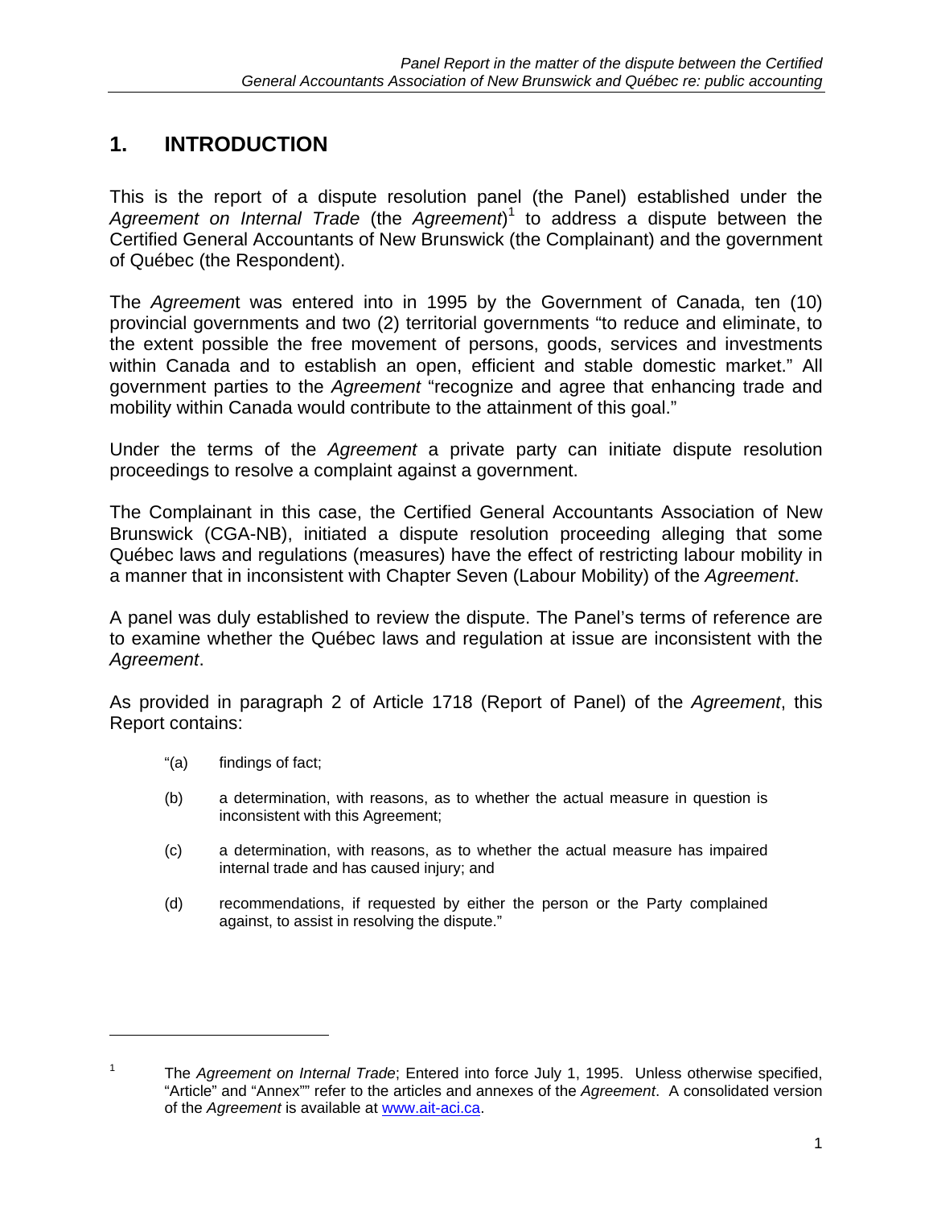# 1. INTRODUCTION

This is the report of a dispute resolution panel (the Panel) established under the *Agreement on Internal Trade* (the *Agreement*)[1] to address a dispute between the Certified General Accountants of New Brunswick (the Complainant) and the government of Québec (the Respondent).

The *Agreemen*t was entered into in 1995 by the Government of Canada, ten (10) provincial governments and two (2) territorial governments "to reduce and eliminate, to the extent possible the free movement of persons, goods, services and investments within Canada and to establish an open, efficient and stable domestic market." All government parties to the *Agreement* "recognize and agree that enhancing trade and mobility within Canada would contribute to the attainment of this goal."

Under the terms of the *Agreement* a private party can initiate dispute resolution proceedings to resolve a complaint against a government.

The Complainant in this case, the Certified General Accountants Association of New Brunswick (CGA-NB), initiated a dispute resolution proceeding alleging that some Québec laws and regulations (measures) have the effect of restricting labour mobility in a manner that in inconsistent with Chapter Seven (Labour Mobility) of the *Agreement*.

A panel was duly established to review the dispute. The Panel's terms of reference are to examine whether the Québec laws and regulation at issue are inconsistent with the *Agreement*.

As provided in paragraph 2 of Article 1718 (Report of Panel) of the *Agreement*, this Report contains:

> "(a) findings of fact;
>
> (b) a determination, with reasons, as to whether the actual measure in question is inconsistent with this Agreement;
>
> (c) a determination, with reasons, as to whether the actual measure has impaired internal trade and has caused injury; and
>
> (d) recommendations, if requested by either the person or the Party complained against, to assist in resolving the dispute."

---

[1] The *Agreement on Internal Trade*; Entered into force July 1, 1995. Unless otherwise specified, "Article" and "Annex"" refer to the articles and annexes of the *Agreement*. A consolidated version of the *Agreement* is available at www.ait-aci.ca.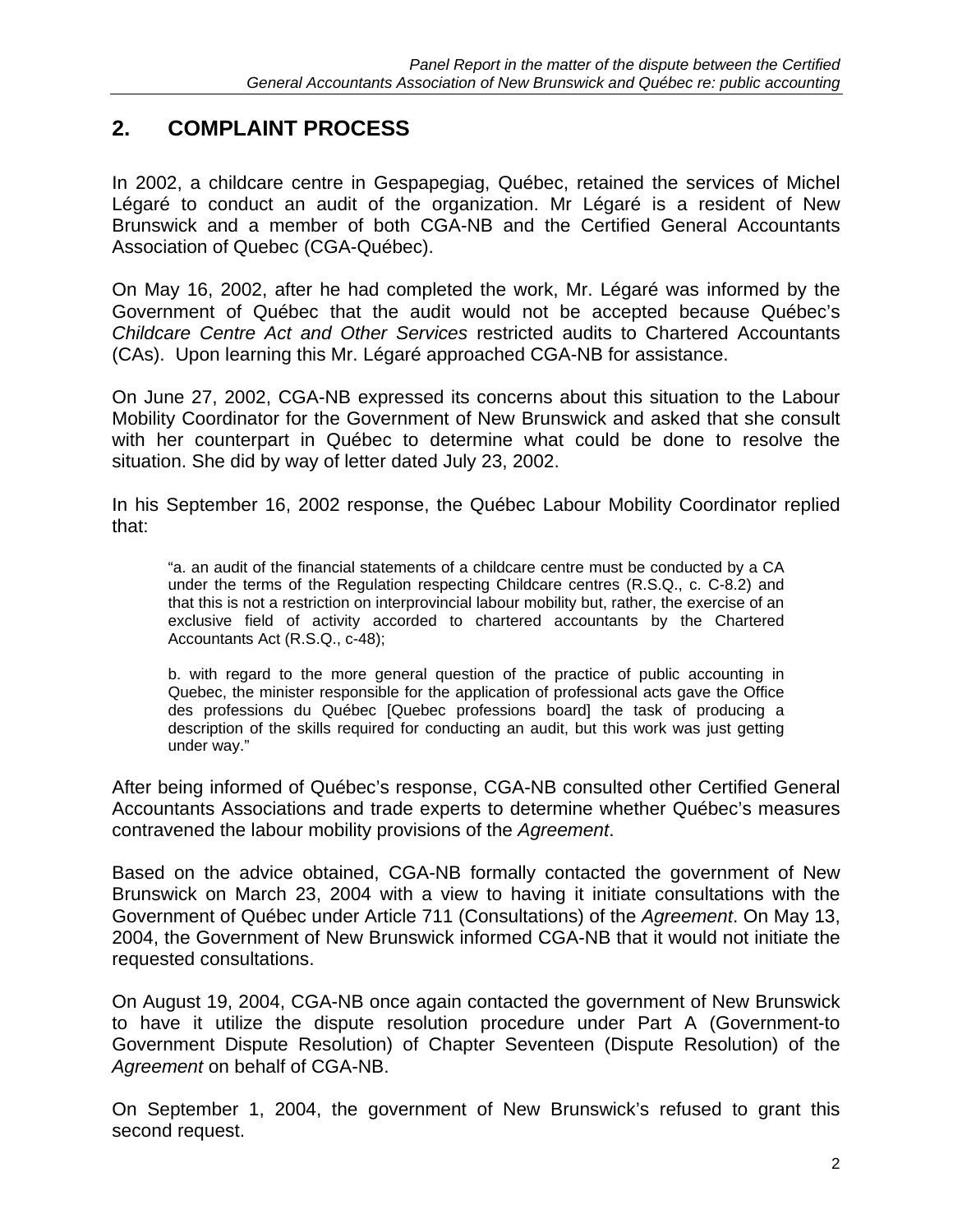## 2. COMPLAINT PROCESS

In 2002, a childcare centre in Gespapegiag, Québec, retained the services of Michel Légaré to conduct an audit of the organization. Mr Légaré is a resident of New Brunswick and a member of both CGA-NB and the Certified General Accountants Association of Quebec (CGA-Québec).

On May 16, 2002, after he had completed the work, Mr. Légaré was informed by the Government of Québec that the audit would not be accepted because Québec's *Childcare Centre Act and Other Services* restricted audits to Chartered Accountants (CAs). Upon learning this Mr. Légaré approached CGA-NB for assistance.

On June 27, 2002, CGA-NB expressed its concerns about this situation to the Labour Mobility Coordinator for the Government of New Brunswick and asked that she consult with her counterpart in Québec to determine what could be done to resolve the situation. She did by way of letter dated July 23, 2002.

In his September 16, 2002 response, the Québec Labour Mobility Coordinator replied that:

> "a. an audit of the financial statements of a childcare centre must be conducted by a CA under the terms of the Regulation respecting Childcare centres (R.S.Q., c. C-8.2) and that this is not a restriction on interprovincial labour mobility but, rather, the exercise of an exclusive field of activity accorded to chartered accountants by the Chartered Accountants Act (R.S.Q., c-48);
>
> b. with regard to the more general question of the practice of public accounting in Quebec, the minister responsible for the application of professional acts gave the Office des professions du Québec [Quebec professions board] the task of producing a description of the skills required for conducting an audit, but this work was just getting under way."

After being informed of Québec's response, CGA-NB consulted other Certified General Accountants Associations and trade experts to determine whether Québec's measures contravened the labour mobility provisions of the *Agreement*.

Based on the advice obtained, CGA-NB formally contacted the government of New Brunswick on March 23, 2004 with a view to having it initiate consultations with the Government of Québec under Article 711 (Consultations) of the *Agreement*. On May 13, 2004, the Government of New Brunswick informed CGA-NB that it would not initiate the requested consultations.

On August 19, 2004, CGA-NB once again contacted the government of New Brunswick to have it utilize the dispute resolution procedure under Part A (Government-to Government Dispute Resolution) of Chapter Seventeen (Dispute Resolution) of the *Agreement* on behalf of CGA-NB.

On September 1, 2004, the government of New Brunswick's refused to grant this second request.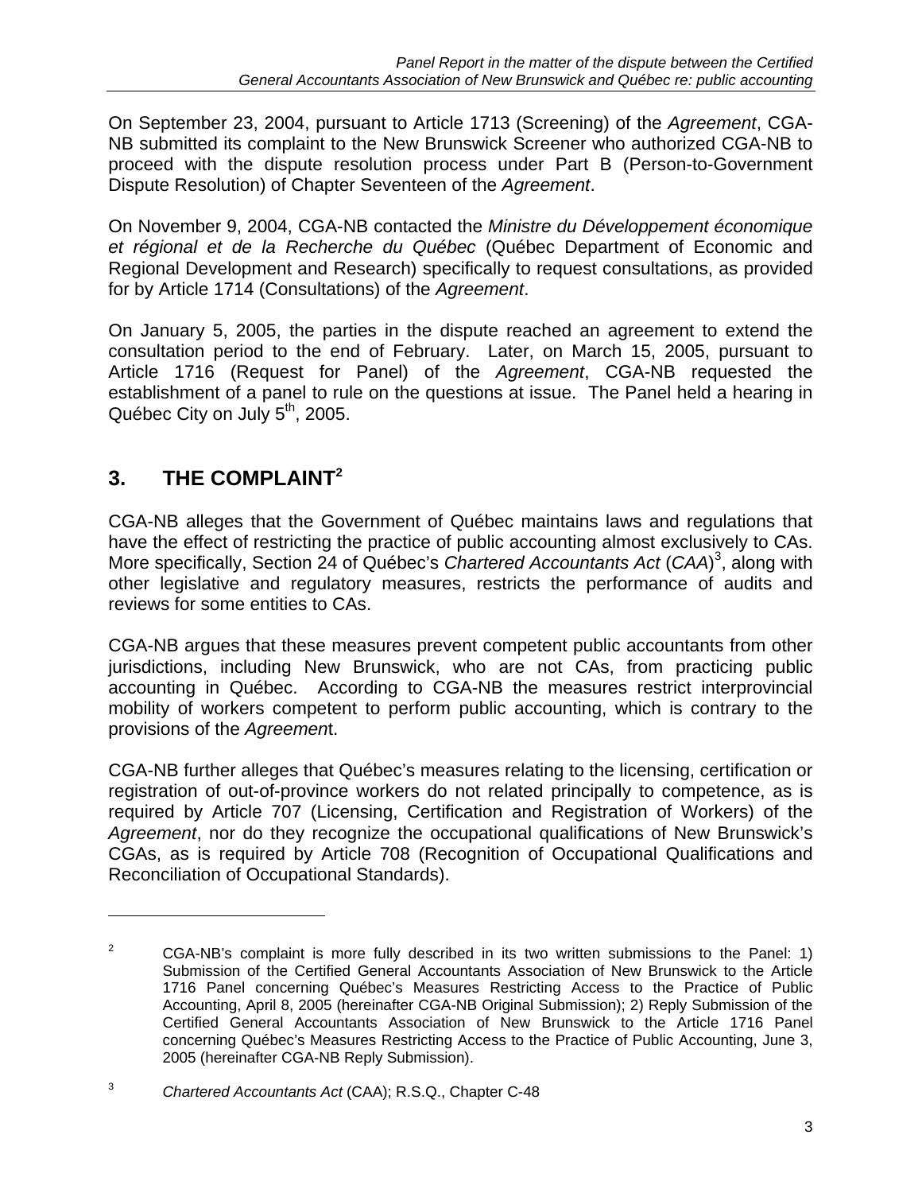On September 23, 2004, pursuant to Article 1713 (Screening) of the *Agreement*, CGA-NB submitted its complaint to the New Brunswick Screener who authorized CGA-NB to proceed with the dispute resolution process under Part B (Person-to-Government Dispute Resolution) of Chapter Seventeen of the *Agreement*.

On November 9, 2004, CGA-NB contacted the *Ministre du Développement économique et régional et de la Recherche du Québec* (Québec Department of Economic and Regional Development and Research) specifically to request consultations, as provided for by Article 1714 (Consultations) of the *Agreement*.

On January 5, 2005, the parties in the dispute reached an agreement to extend the consultation period to the end of February. Later, on March 15, 2005, pursuant to Article 1716 (Request for Panel) of the *Agreement*, CGA-NB requested the establishment of a panel to rule on the questions at issue. The Panel held a hearing in Québec City on July 5th, 2005.

## 3. THE COMPLAINT[2]

CGA-NB alleges that the Government of Québec maintains laws and regulations that have the effect of restricting the practice of public accounting almost exclusively to CAs. More specifically, Section 24 of Québec's *Chartered Accountants Act* (*CAA*)[3], along with other legislative and regulatory measures, restricts the performance of audits and reviews for some entities to CAs.

CGA-NB argues that these measures prevent competent public accountants from other jurisdictions, including New Brunswick, who are not CAs, from practicing public accounting in Québec. According to CGA-NB the measures restrict interprovincial mobility of workers competent to perform public accounting, which is contrary to the provisions of the *Agreement*.

CGA-NB further alleges that Québec's measures relating to the licensing, certification or registration of out-of-province workers do not related principally to competence, as is required by Article 707 (Licensing, Certification and Registration of Workers) of the *Agreement*, nor do they recognize the occupational qualifications of New Brunswick's CGAs, as is required by Article 708 (Recognition of Occupational Qualifications and Reconciliation of Occupational Standards).

---

[2] CGA-NB's complaint is more fully described in its two written submissions to the Panel: 1) Submission of the Certified General Accountants Association of New Brunswick to the Article 1716 Panel concerning Québec's Measures Restricting Access to the Practice of Public Accounting, April 8, 2005 (hereinafter CGA-NB Original Submission); 2) Reply Submission of the Certified General Accountants Association of New Brunswick to the Article 1716 Panel concerning Québec's Measures Restricting Access to the Practice of Public Accounting, June 3, 2005 (hereinafter CGA-NB Reply Submission).

[3] *Chartered Accountants Act* (CAA); R.S.Q., Chapter C-48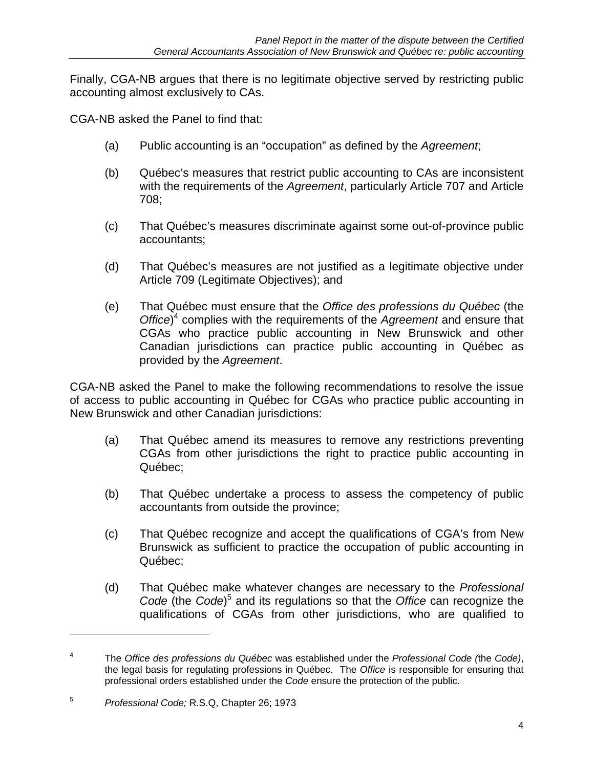Finally, CGA-NB argues that there is no legitimate objective served by restricting public accounting almost exclusively to CAs.

CGA-NB asked the Panel to find that:

(a) Public accounting is an "occupation" as defined by the *Agreement*;

(b) Québec's measures that restrict public accounting to CAs are inconsistent with the requirements of the *Agreement*, particularly Article 707 and Article 708;

(c) That Québec's measures discriminate against some out-of-province public accountants;

(d) That Québec's measures are not justified as a legitimate objective under Article 709 (Legitimate Objectives); and

(e) That Québec must ensure that the *Office des professions du Québec* (the *Office*)[4] complies with the requirements of the *Agreement* and ensure that CGAs who practice public accounting in New Brunswick and other Canadian jurisdictions can practice public accounting in Québec as provided by the *Agreement*.

CGA-NB asked the Panel to make the following recommendations to resolve the issue of access to public accounting in Québec for CGAs who practice public accounting in New Brunswick and other Canadian jurisdictions:

(a) That Québec amend its measures to remove any restrictions preventing CGAs from other jurisdictions the right to practice public accounting in Québec;

(b) That Québec undertake a process to assess the competency of public accountants from outside the province;

(c) That Québec recognize and accept the qualifications of CGA's from New Brunswick as sufficient to practice the occupation of public accounting in Québec;

(d) That Québec make whatever changes are necessary to the *Professional Code* (the *Code*)[5] and its regulations so that the *Office* can recognize the qualifications of CGAs from other jurisdictions, who are qualified to

---

[4] The *Office des professions du Québec* was established under the *Professional Code (*the *Code)*, the legal basis for regulating professions in Québec. The *Office* is responsible for ensuring that professional orders established under the *Code* ensure the protection of the public.

[5] *Professional Code;* R.S.Q, Chapter 26; 1973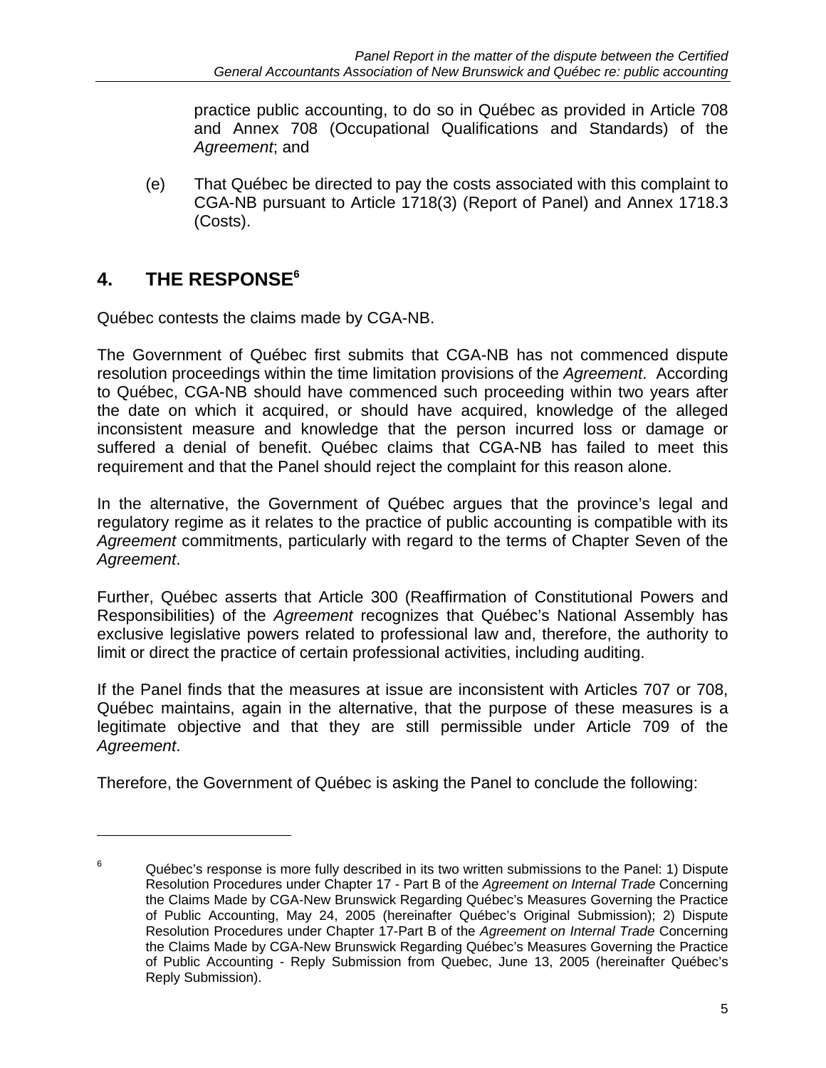practice public accounting, to do so in Québec as provided in Article 708 and Annex 708 (Occupational Qualifications and Standards) of the *Agreement*; and

(e) That Québec be directed to pay the costs associated with this complaint to CGA-NB pursuant to Article 1718(3) (Report of Panel) and Annex 1718.3 (Costs).

## 4. THE RESPONSE[6]

Québec contests the claims made by CGA-NB.

The Government of Québec first submits that CGA-NB has not commenced dispute resolution proceedings within the time limitation provisions of the *Agreement*. According to Québec, CGA-NB should have commenced such proceeding within two years after the date on which it acquired, or should have acquired, knowledge of the alleged inconsistent measure and knowledge that the person incurred loss or damage or suffered a denial of benefit. Québec claims that CGA-NB has failed to meet this requirement and that the Panel should reject the complaint for this reason alone.

In the alternative, the Government of Québec argues that the province's legal and regulatory regime as it relates to the practice of public accounting is compatible with its *Agreement* commitments, particularly with regard to the terms of Chapter Seven of the *Agreement*.

Further, Québec asserts that Article 300 (Reaffirmation of Constitutional Powers and Responsibilities) of the *Agreement* recognizes that Québec's National Assembly has exclusive legislative powers related to professional law and, therefore, the authority to limit or direct the practice of certain professional activities, including auditing.

If the Panel finds that the measures at issue are inconsistent with Articles 707 or 708, Québec maintains, again in the alternative, that the purpose of these measures is a legitimate objective and that they are still permissible under Article 709 of the *Agreement*.

Therefore, the Government of Québec is asking the Panel to conclude the following:

---

[6] Québec's response is more fully described in its two written submissions to the Panel: 1) Dispute Resolution Procedures under Chapter 17 - Part B of the *Agreement on Internal Trade* Concerning the Claims Made by CGA-New Brunswick Regarding Québec's Measures Governing the Practice of Public Accounting, May 24, 2005 (hereinafter Québec's Original Submission); 2) Dispute Resolution Procedures under Chapter 17-Part B of the *Agreement on Internal Trade* Concerning the Claims Made by CGA-New Brunswick Regarding Québec's Measures Governing the Practice of Public Accounting - Reply Submission from Quebec, June 13, 2005 (hereinafter Québec's Reply Submission).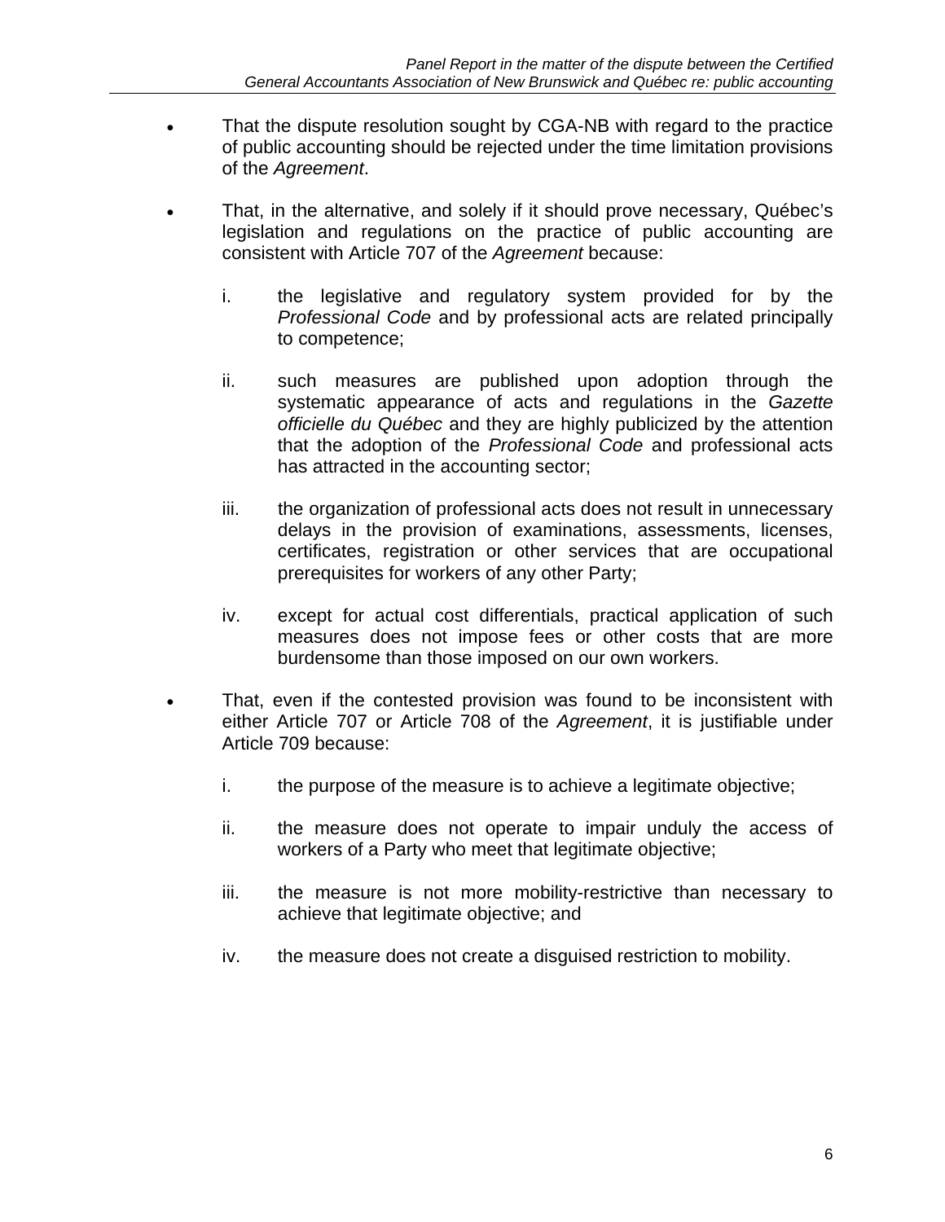- That the dispute resolution sought by CGA-NB with regard to the practice of public accounting should be rejected under the time limitation provisions of the *Agreement*.

- That, in the alternative, and solely if it should prove necessary, Québec's legislation and regulations on the practice of public accounting are consistent with Article 707 of the *Agreement* because:

  i. the legislative and regulatory system provided for by the *Professional Code* and by professional acts are related principally to competence;

  ii. such measures are published upon adoption through the systematic appearance of acts and regulations in the *Gazette officielle du Québec* and they are highly publicized by the attention that the adoption of the *Professional Code* and professional acts has attracted in the accounting sector;

  iii. the organization of professional acts does not result in unnecessary delays in the provision of examinations, assessments, licenses, certificates, registration or other services that are occupational prerequisites for workers of any other Party;

  iv. except for actual cost differentials, practical application of such measures does not impose fees or other costs that are more burdensome than those imposed on our own workers.

- That, even if the contested provision was found to be inconsistent with either Article 707 or Article 708 of the *Agreement*, it is justifiable under Article 709 because:

  i. the purpose of the measure is to achieve a legitimate objective;

  ii. the measure does not operate to impair unduly the access of workers of a Party who meet that legitimate objective;

  iii. the measure is not more mobility-restrictive than necessary to achieve that legitimate objective; and

  iv. the measure does not create a disguised restriction to mobility.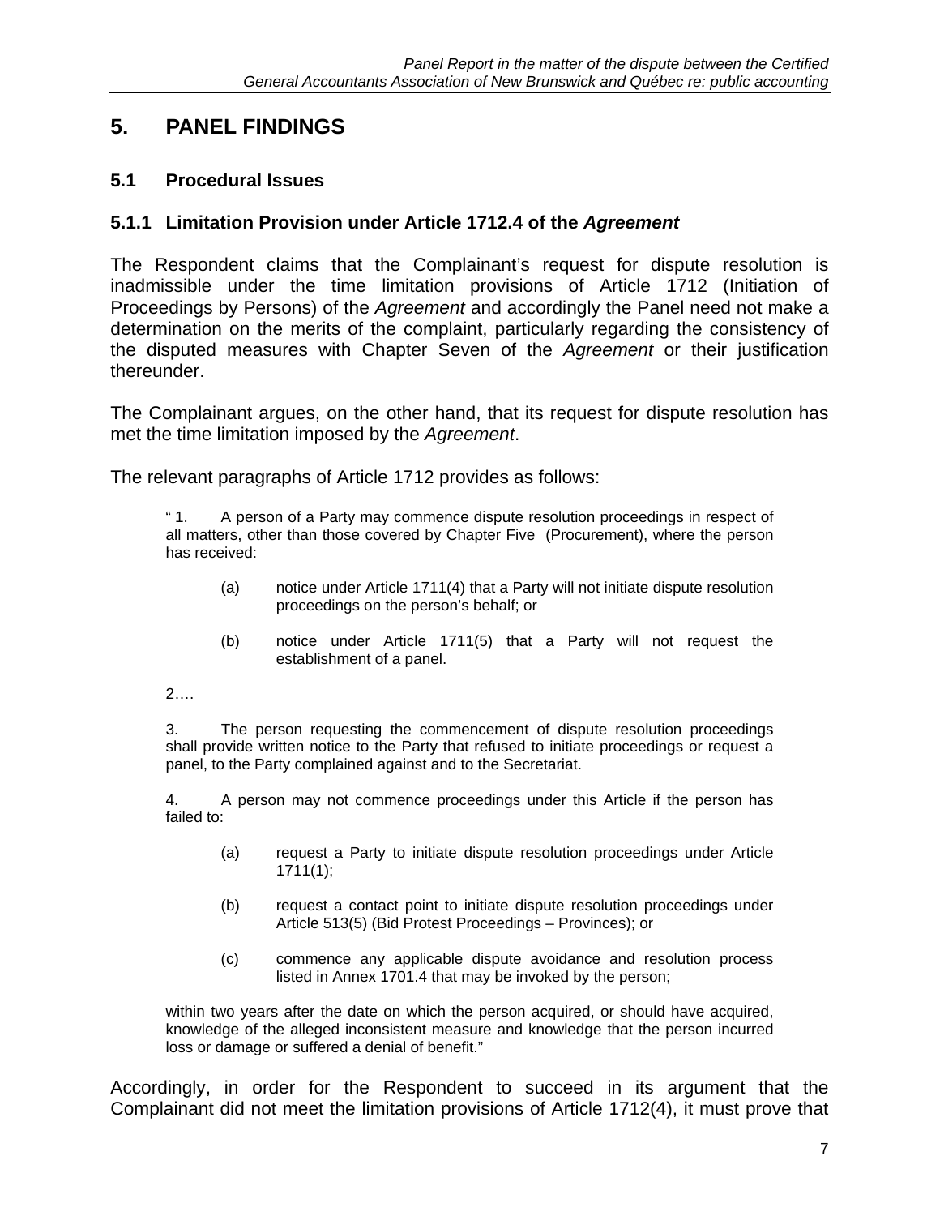# 5. PANEL FINDINGS

## 5.1 Procedural Issues

### 5.1.1 Limitation Provision under Article 1712.4 of the *Agreement*

The Respondent claims that the Complainant's request for dispute resolution is inadmissible under the time limitation provisions of Article 1712 (Initiation of Proceedings by Persons) of the *Agreement* and accordingly the Panel need not make a determination on the merits of the complaint, particularly regarding the consistency of the disputed measures with Chapter Seven of the *Agreement* or their justification thereunder.

The Complainant argues, on the other hand, that its request for dispute resolution has met the time limitation imposed by the *Agreement*.

The relevant paragraphs of Article 1712 provides as follows:

> " 1. A person of a Party may commence dispute resolution proceedings in respect of all matters, other than those covered by Chapter Five (Procurement), where the person has received:
>
> > (a) notice under Article 1711(4) that a Party will not initiate dispute resolution proceedings on the person's behalf; or
> >
> > (b) notice under Article 1711(5) that a Party will not request the establishment of a panel.
>
> 2.…
>
> 3. The person requesting the commencement of dispute resolution proceedings shall provide written notice to the Party that refused to initiate proceedings or request a panel, to the Party complained against and to the Secretariat.
>
> 4. A person may not commence proceedings under this Article if the person has failed to:
>
> > (a) request a Party to initiate dispute resolution proceedings under Article 1711(1);
> >
> > (b) request a contact point to initiate dispute resolution proceedings under Article 513(5) (Bid Protest Proceedings – Provinces); or
> >
> > (c) commence any applicable dispute avoidance and resolution process listed in Annex 1701.4 that may be invoked by the person;
>
> within two years after the date on which the person acquired, or should have acquired, knowledge of the alleged inconsistent measure and knowledge that the person incurred loss or damage or suffered a denial of benefit."

Accordingly, in order for the Respondent to succeed in its argument that the Complainant did not meet the limitation provisions of Article 1712(4), it must prove that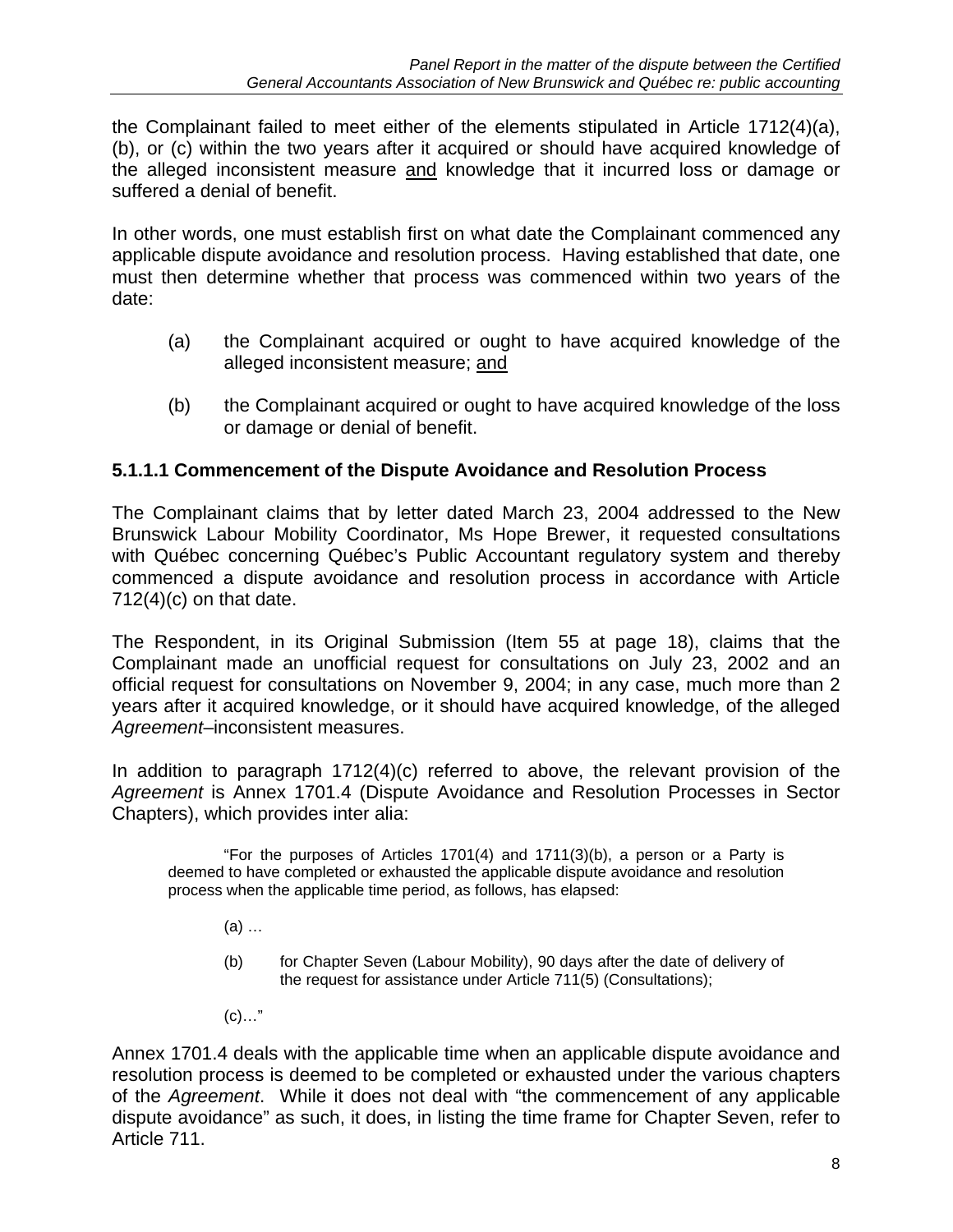the Complainant failed to meet either of the elements stipulated in Article 1712(4)(a), (b), or (c) within the two years after it acquired or should have acquired knowledge of the alleged inconsistent measure <u>and</u> knowledge that it incurred loss or damage or suffered a denial of benefit.

In other words, one must establish first on what date the Complainant commenced any applicable dispute avoidance and resolution process. Having established that date, one must then determine whether that process was commenced within two years of the date:

(a) the Complainant acquired or ought to have acquired knowledge of the alleged inconsistent measure; <u>and</u>

(b) the Complainant acquired or ought to have acquired knowledge of the loss or damage or denial of benefit.

### 5.1.1.1 Commencement of the Dispute Avoidance and Resolution Process

The Complainant claims that by letter dated March 23, 2004 addressed to the New Brunswick Labour Mobility Coordinator, Ms Hope Brewer, it requested consultations with Québec concerning Québec's Public Accountant regulatory system and thereby commenced a dispute avoidance and resolution process in accordance with Article 712(4)(c) on that date.

The Respondent, in its Original Submission (Item 55 at page 18), claims that the Complainant made an unofficial request for consultations on July 23, 2002 and an official request for consultations on November 9, 2004; in any case, much more than 2 years after it acquired knowledge, or it should have acquired knowledge, of the alleged *Agreement*–inconsistent measures.

In addition to paragraph 1712(4)(c) referred to above, the relevant provision of the *Agreement* is Annex 1701.4 (Dispute Avoidance and Resolution Processes in Sector Chapters), which provides inter alia:

> "For the purposes of Articles 1701(4) and 1711(3)(b), a person or a Party is deemed to have completed or exhausted the applicable dispute avoidance and resolution process when the applicable time period, as follows, has elapsed:
>
> (a) …
>
> (b) for Chapter Seven (Labour Mobility), 90 days after the date of delivery of the request for assistance under Article 711(5) (Consultations);
>
> (c)…"

Annex 1701.4 deals with the applicable time when an applicable dispute avoidance and resolution process is deemed to be completed or exhausted under the various chapters of the *Agreement*. While it does not deal with "the commencement of any applicable dispute avoidance" as such, it does, in listing the time frame for Chapter Seven, refer to Article 711.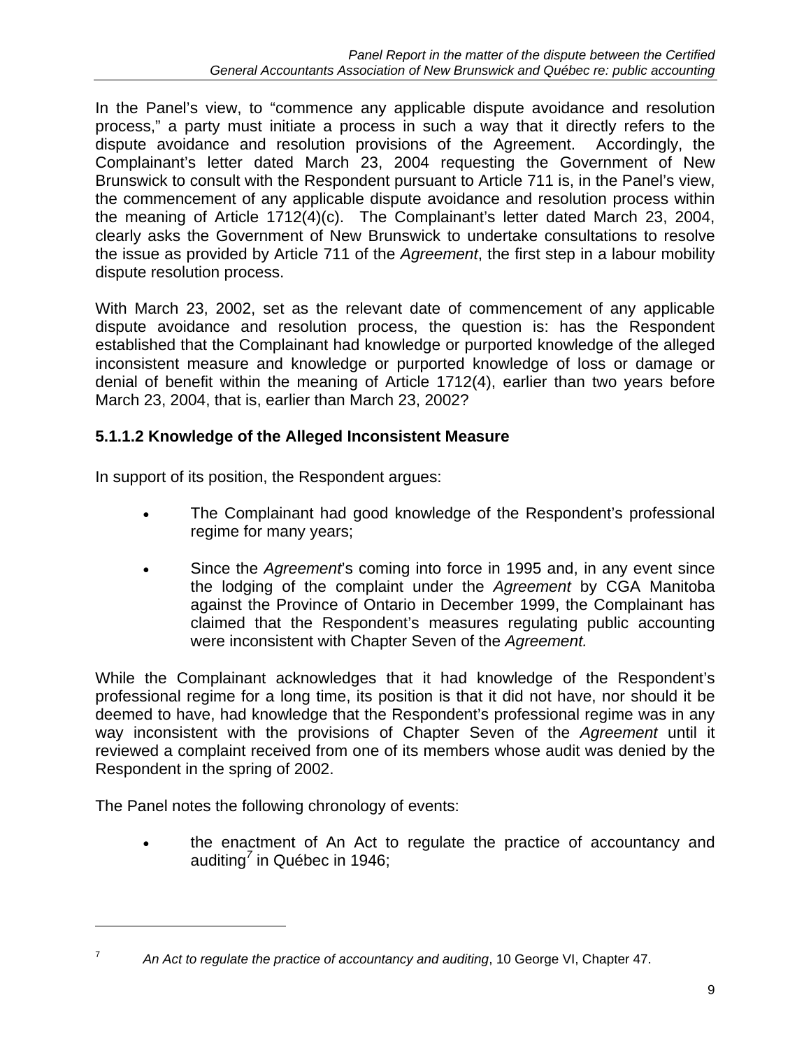In the Panel's view, to "commence any applicable dispute avoidance and resolution process," a party must initiate a process in such a way that it directly refers to the dispute avoidance and resolution provisions of the Agreement. Accordingly, the Complainant's letter dated March 23, 2004 requesting the Government of New Brunswick to consult with the Respondent pursuant to Article 711 is, in the Panel's view, the commencement of any applicable dispute avoidance and resolution process within the meaning of Article 1712(4)(c). The Complainant's letter dated March 23, 2004, clearly asks the Government of New Brunswick to undertake consultations to resolve the issue as provided by Article 711 of the *Agreement*, the first step in a labour mobility dispute resolution process.

With March 23, 2002, set as the relevant date of commencement of any applicable dispute avoidance and resolution process, the question is: has the Respondent established that the Complainant had knowledge or purported knowledge of the alleged inconsistent measure and knowledge or purported knowledge of loss or damage or denial of benefit within the meaning of Article 1712(4), earlier than two years before March 23, 2004, that is, earlier than March 23, 2002?

### 5.1.1.2 Knowledge of the Alleged Inconsistent Measure

In support of its position, the Respondent argues:

- The Complainant had good knowledge of the Respondent's professional regime for many years;
- Since the *Agreement*'s coming into force in 1995 and, in any event since the lodging of the complaint under the *Agreement* by CGA Manitoba against the Province of Ontario in December 1999, the Complainant has claimed that the Respondent's measures regulating public accounting were inconsistent with Chapter Seven of the *Agreement.*

While the Complainant acknowledges that it had knowledge of the Respondent's professional regime for a long time, its position is that it did not have, nor should it be deemed to have, had knowledge that the Respondent's professional regime was in any way inconsistent with the provisions of Chapter Seven of the *Agreement* until it reviewed a complaint received from one of its members whose audit was denied by the Respondent in the spring of 2002.

The Panel notes the following chronology of events:

- the enactment of An Act to regulate the practice of accountancy and auditing[7] in Québec in 1946;

---

[7] *An Act to regulate the practice of accountancy and auditing*, 10 George VI, Chapter 47.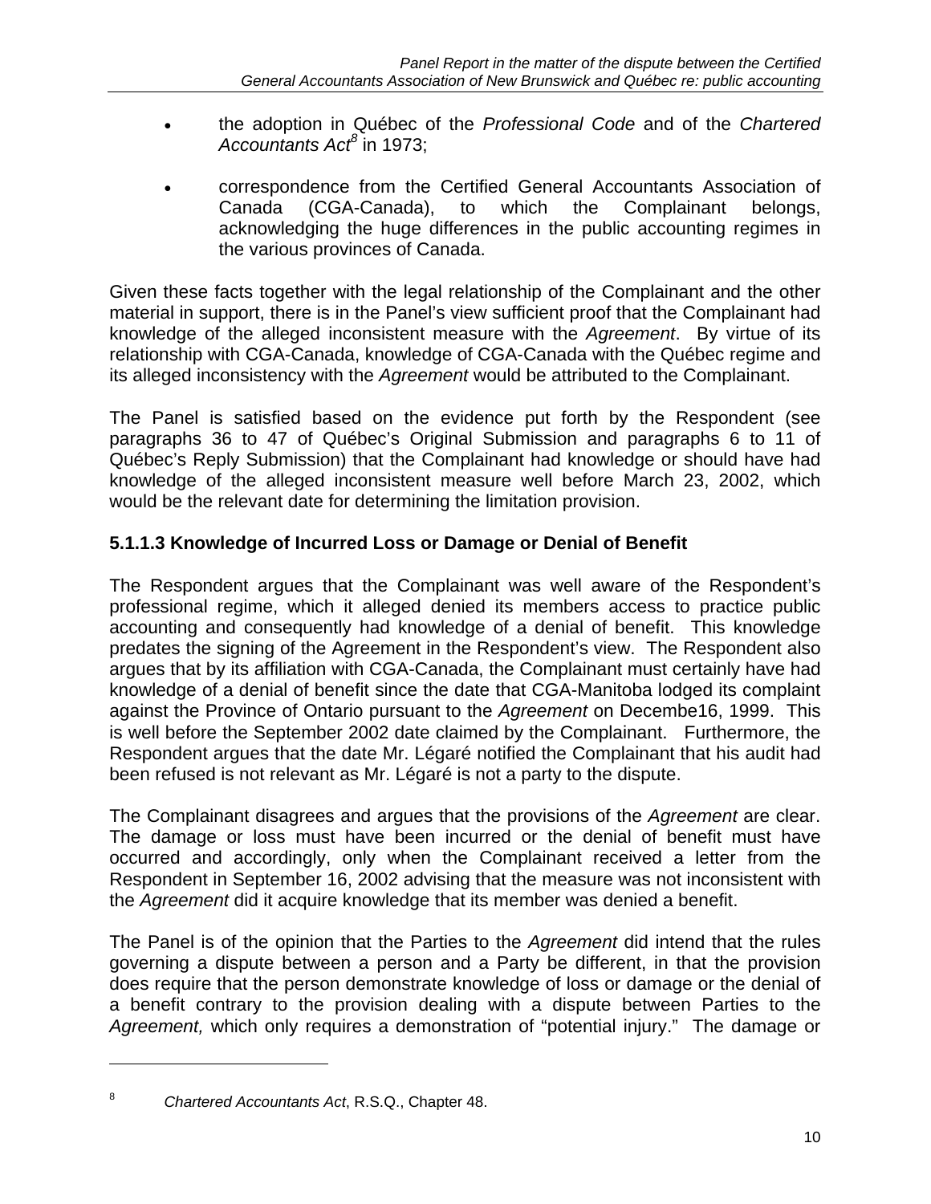- the adoption in Québec of the *Professional Code* and of the *Chartered Accountants Act*[8] in 1973;
- correspondence from the Certified General Accountants Association of Canada (CGA-Canada), to which the Complainant belongs, acknowledging the huge differences in the public accounting regimes in the various provinces of Canada.

Given these facts together with the legal relationship of the Complainant and the other material in support, there is in the Panel's view sufficient proof that the Complainant had knowledge of the alleged inconsistent measure with the *Agreement*. By virtue of its relationship with CGA-Canada, knowledge of CGA-Canada with the Québec regime and its alleged inconsistency with the *Agreement* would be attributed to the Complainant.

The Panel is satisfied based on the evidence put forth by the Respondent (see paragraphs 36 to 47 of Québec's Original Submission and paragraphs 6 to 11 of Québec's Reply Submission) that the Complainant had knowledge or should have had knowledge of the alleged inconsistent measure well before March 23, 2002, which would be the relevant date for determining the limitation provision.

### 5.1.1.3 Knowledge of Incurred Loss or Damage or Denial of Benefit

The Respondent argues that the Complainant was well aware of the Respondent's professional regime, which it alleged denied its members access to practice public accounting and consequently had knowledge of a denial of benefit. This knowledge predates the signing of the Agreement in the Respondent's view. The Respondent also argues that by its affiliation with CGA-Canada, the Complainant must certainly have had knowledge of a denial of benefit since the date that CGA-Manitoba lodged its complaint against the Province of Ontario pursuant to the *Agreement* on Decembe16, 1999. This is well before the September 2002 date claimed by the Complainant. Furthermore, the Respondent argues that the date Mr. Légaré notified the Complainant that his audit had been refused is not relevant as Mr. Légaré is not a party to the dispute.

The Complainant disagrees and argues that the provisions of the *Agreement* are clear. The damage or loss must have been incurred or the denial of benefit must have occurred and accordingly, only when the Complainant received a letter from the Respondent in September 16, 2002 advising that the measure was not inconsistent with the *Agreement* did it acquire knowledge that its member was denied a benefit.

The Panel is of the opinion that the Parties to the *Agreement* did intend that the rules governing a dispute between a person and a Party be different, in that the provision does require that the person demonstrate knowledge of loss or damage or the denial of a benefit contrary to the provision dealing with a dispute between Parties to the *Agreement,* which only requires a demonstration of "potential injury." The damage or

---

[8] *Chartered Accountants Act*, R.S.Q., Chapter 48.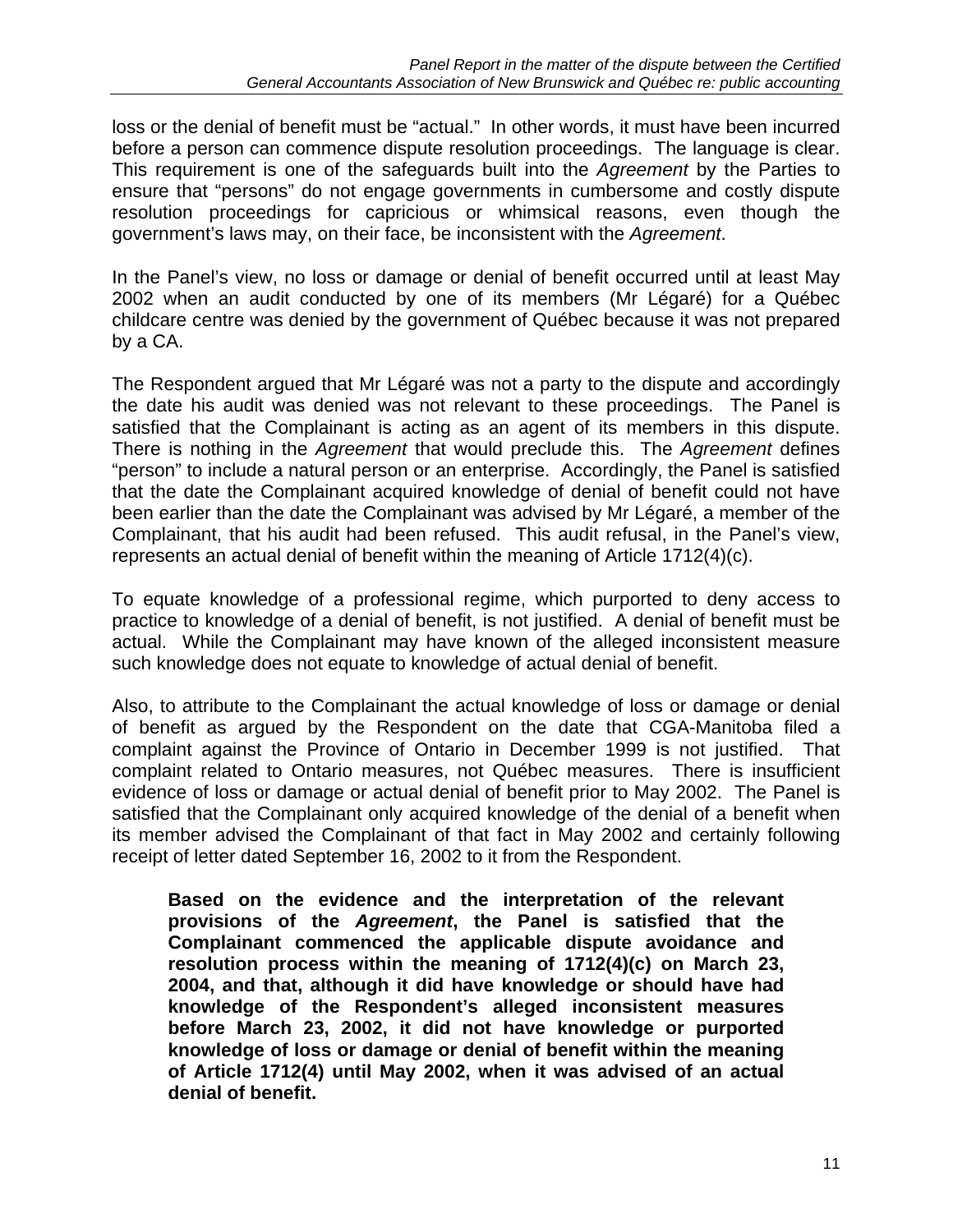loss or the denial of benefit must be "actual." In other words, it must have been incurred before a person can commence dispute resolution proceedings. The language is clear. This requirement is one of the safeguards built into the *Agreement* by the Parties to ensure that "persons" do not engage governments in cumbersome and costly dispute resolution proceedings for capricious or whimsical reasons, even though the government's laws may, on their face, be inconsistent with the *Agreement*.

In the Panel's view, no loss or damage or denial of benefit occurred until at least May 2002 when an audit conducted by one of its members (Mr Légaré) for a Québec childcare centre was denied by the government of Québec because it was not prepared by a CA.

The Respondent argued that Mr Légaré was not a party to the dispute and accordingly the date his audit was denied was not relevant to these proceedings. The Panel is satisfied that the Complainant is acting as an agent of its members in this dispute. There is nothing in the *Agreement* that would preclude this. The *Agreement* defines "person" to include a natural person or an enterprise. Accordingly, the Panel is satisfied that the date the Complainant acquired knowledge of denial of benefit could not have been earlier than the date the Complainant was advised by Mr Légaré, a member of the Complainant, that his audit had been refused. This audit refusal, in the Panel's view, represents an actual denial of benefit within the meaning of Article 1712(4)(c).

To equate knowledge of a professional regime, which purported to deny access to practice to knowledge of a denial of benefit, is not justified. A denial of benefit must be actual. While the Complainant may have known of the alleged inconsistent measure such knowledge does not equate to knowledge of actual denial of benefit.

Also, to attribute to the Complainant the actual knowledge of loss or damage or denial of benefit as argued by the Respondent on the date that CGA-Manitoba filed a complaint against the Province of Ontario in December 1999 is not justified. That complaint related to Ontario measures, not Québec measures. There is insufficient evidence of loss or damage or actual denial of benefit prior to May 2002. The Panel is satisfied that the Complainant only acquired knowledge of the denial of a benefit when its member advised the Complainant of that fact in May 2002 and certainly following receipt of letter dated September 16, 2002 to it from the Respondent.

> **Based on the evidence and the interpretation of the relevant provisions of the *Agreement*, the Panel is satisfied that the Complainant commenced the applicable dispute avoidance and resolution process within the meaning of 1712(4)(c) on March 23, 2004, and that, although it did have knowledge or should have had knowledge of the Respondent's alleged inconsistent measures before March 23, 2002, it did not have knowledge or purported knowledge of loss or damage or denial of benefit within the meaning of Article 1712(4) until May 2002, when it was advised of an actual denial of benefit.**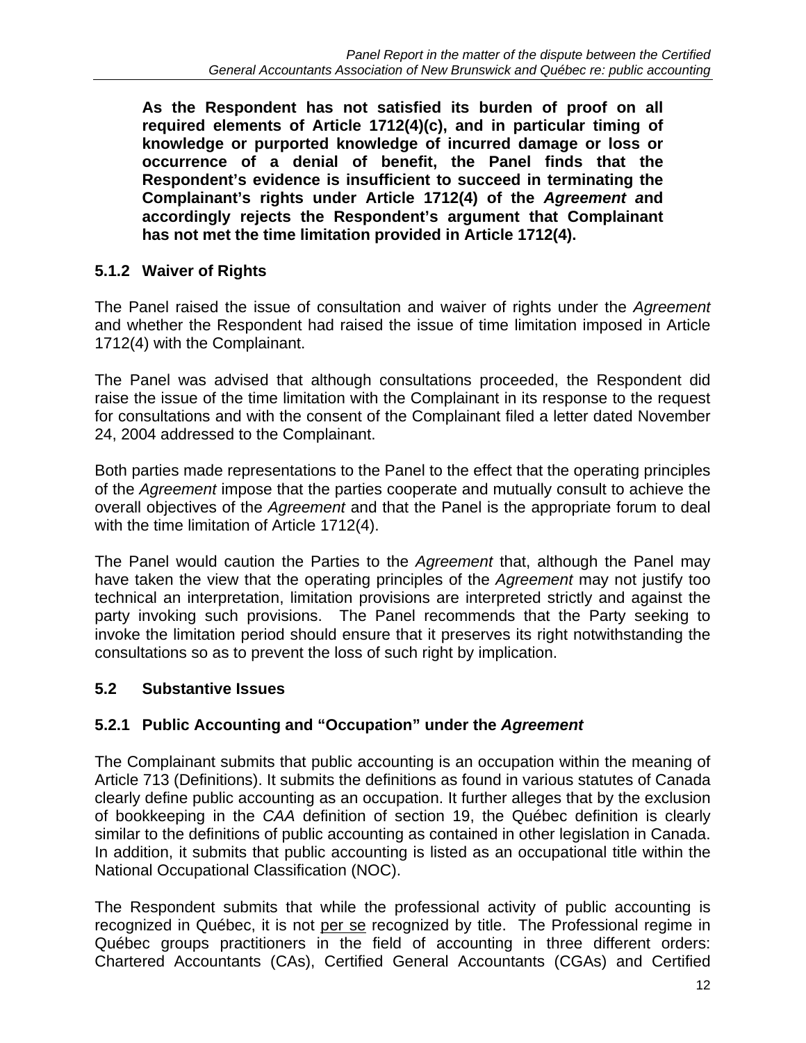**As the Respondent has not satisfied its burden of proof on all required elements of Article 1712(4)(c), and in particular timing of knowledge or purported knowledge of incurred damage or loss or occurrence of a denial of benefit, the Panel finds that the Respondent's evidence is insufficient to succeed in terminating the Complainant's rights under Article 1712(4) of the *Agreement* and accordingly rejects the Respondent's argument that Complainant has not met the time limitation provided in Article 1712(4).**

### 5.1.2 Waiver of Rights

The Panel raised the issue of consultation and waiver of rights under the *Agreement* and whether the Respondent had raised the issue of time limitation imposed in Article 1712(4) with the Complainant.

The Panel was advised that although consultations proceeded, the Respondent did raise the issue of the time limitation with the Complainant in its response to the request for consultations and with the consent of the Complainant filed a letter dated November 24, 2004 addressed to the Complainant.

Both parties made representations to the Panel to the effect that the operating principles of the *Agreement* impose that the parties cooperate and mutually consult to achieve the overall objectives of the *Agreement* and that the Panel is the appropriate forum to deal with the time limitation of Article 1712(4).

The Panel would caution the Parties to the *Agreement* that, although the Panel may have taken the view that the operating principles of the *Agreement* may not justify too technical an interpretation, limitation provisions are interpreted strictly and against the party invoking such provisions. The Panel recommends that the Party seeking to invoke the limitation period should ensure that it preserves its right notwithstanding the consultations so as to prevent the loss of such right by implication.

## 5.2 Substantive Issues

### 5.2.1 Public Accounting and "Occupation" under the *Agreement*

The Complainant submits that public accounting is an occupation within the meaning of Article 713 (Definitions). It submits the definitions as found in various statutes of Canada clearly define public accounting as an occupation. It further alleges that by the exclusion of bookkeeping in the *CAA* definition of section 19, the Québec definition is clearly similar to the definitions of public accounting as contained in other legislation in Canada. In addition, it submits that public accounting is listed as an occupational title within the National Occupational Classification (NOC).

The Respondent submits that while the professional activity of public accounting is recognized in Québec, it is not per se recognized by title. The Professional regime in Québec groups practitioners in the field of accounting in three different orders: Chartered Accountants (CAs), Certified General Accountants (CGAs) and Certified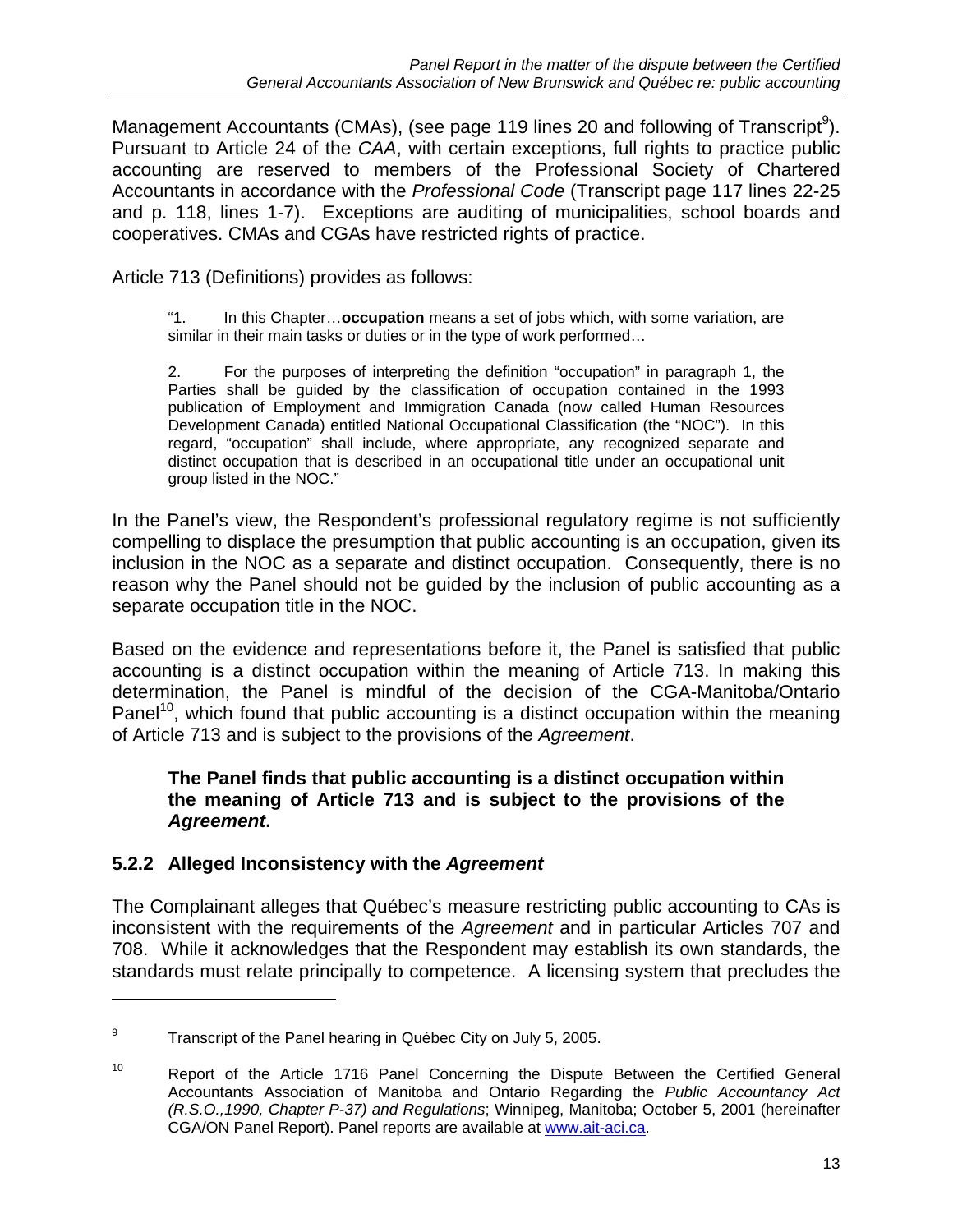Management Accountants (CMAs), (see page 119 lines 20 and following of Transcript[9]). Pursuant to Article 24 of the *CAA*, with certain exceptions, full rights to practice public accounting are reserved to members of the Professional Society of Chartered Accountants in accordance with the *Professional Code* (Transcript page 117 lines 22-25 and p. 118, lines 1-7). Exceptions are auditing of municipalities, school boards and cooperatives. CMAs and CGAs have restricted rights of practice.

Article 713 (Definitions) provides as follows:

> "1. In this Chapter…**occupation** means a set of jobs which, with some variation, are similar in their main tasks or duties or in the type of work performed…
>
> 2. For the purposes of interpreting the definition "occupation" in paragraph 1, the Parties shall be guided by the classification of occupation contained in the 1993 publication of Employment and Immigration Canada (now called Human Resources Development Canada) entitled National Occupational Classification (the "NOC"). In this regard, "occupation" shall include, where appropriate, any recognized separate and distinct occupation that is described in an occupational title under an occupational unit group listed in the NOC."

In the Panel's view, the Respondent's professional regulatory regime is not sufficiently compelling to displace the presumption that public accounting is an occupation, given its inclusion in the NOC as a separate and distinct occupation. Consequently, there is no reason why the Panel should not be guided by the inclusion of public accounting as a separate occupation title in the NOC.

Based on the evidence and representations before it, the Panel is satisfied that public accounting is a distinct occupation within the meaning of Article 713. In making this determination, the Panel is mindful of the decision of the CGA-Manitoba/Ontario Panel[10], which found that public accounting is a distinct occupation within the meaning of Article 713 and is subject to the provisions of the *Agreement*.

> **The Panel finds that public accounting is a distinct occupation within the meaning of Article 713 and is subject to the provisions of the *Agreement*.**

### 5.2.2 Alleged Inconsistency with the *Agreement*

The Complainant alleges that Québec's measure restricting public accounting to CAs is inconsistent with the requirements of the *Agreement* and in particular Articles 707 and 708. While it acknowledges that the Respondent may establish its own standards, the standards must relate principally to competence. A licensing system that precludes the

---

[9] Transcript of the Panel hearing in Québec City on July 5, 2005.

[10] Report of the Article 1716 Panel Concerning the Dispute Between the Certified General Accountants Association of Manitoba and Ontario Regarding the *Public Accountancy Act (R.S.O.,1990, Chapter P-37) and Regulations*; Winnipeg, Manitoba; October 5, 2001 (hereinafter CGA/ON Panel Report). Panel reports are available at www.ait-aci.ca.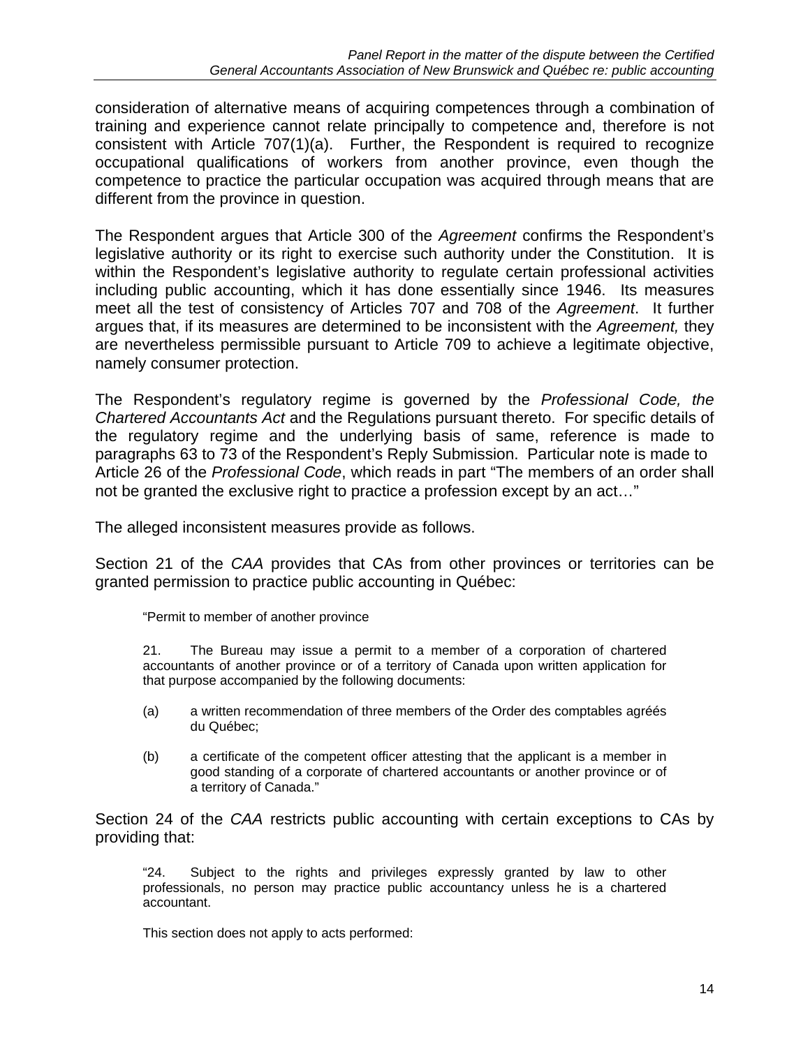consideration of alternative means of acquiring competences through a combination of training and experience cannot relate principally to competence and, therefore is not consistent with Article 707(1)(a). Further, the Respondent is required to recognize occupational qualifications of workers from another province, even though the competence to practice the particular occupation was acquired through means that are different from the province in question.

The Respondent argues that Article 300 of the *Agreement* confirms the Respondent's legislative authority or its right to exercise such authority under the Constitution. It is within the Respondent's legislative authority to regulate certain professional activities including public accounting, which it has done essentially since 1946. Its measures meet all the test of consistency of Articles 707 and 708 of the *Agreement*. It further argues that, if its measures are determined to be inconsistent with the *Agreement,* they are nevertheless permissible pursuant to Article 709 to achieve a legitimate objective, namely consumer protection.

The Respondent's regulatory regime is governed by the *Professional Code, the Chartered Accountants Act* and the Regulations pursuant thereto. For specific details of the regulatory regime and the underlying basis of same, reference is made to paragraphs 63 to 73 of the Respondent's Reply Submission. Particular note is made to Article 26 of the *Professional Code*, which reads in part "The members of an order shall not be granted the exclusive right to practice a profession except by an act…"

The alleged inconsistent measures provide as follows.

Section 21 of the *CAA* provides that CAs from other provinces or territories can be granted permission to practice public accounting in Québec:

> "Permit to member of another province
>
> 21. The Bureau may issue a permit to a member of a corporation of chartered accountants of another province or of a territory of Canada upon written application for that purpose accompanied by the following documents:
>
> (a) a written recommendation of three members of the Order des comptables agréés du Québec;
>
> (b) a certificate of the competent officer attesting that the applicant is a member in good standing of a corporate of chartered accountants or another province or of a territory of Canada."

Section 24 of the *CAA* restricts public accounting with certain exceptions to CAs by providing that:

> "24. Subject to the rights and privileges expressly granted by law to other professionals, no person may practice public accountancy unless he is a chartered accountant.
>
> This section does not apply to acts performed: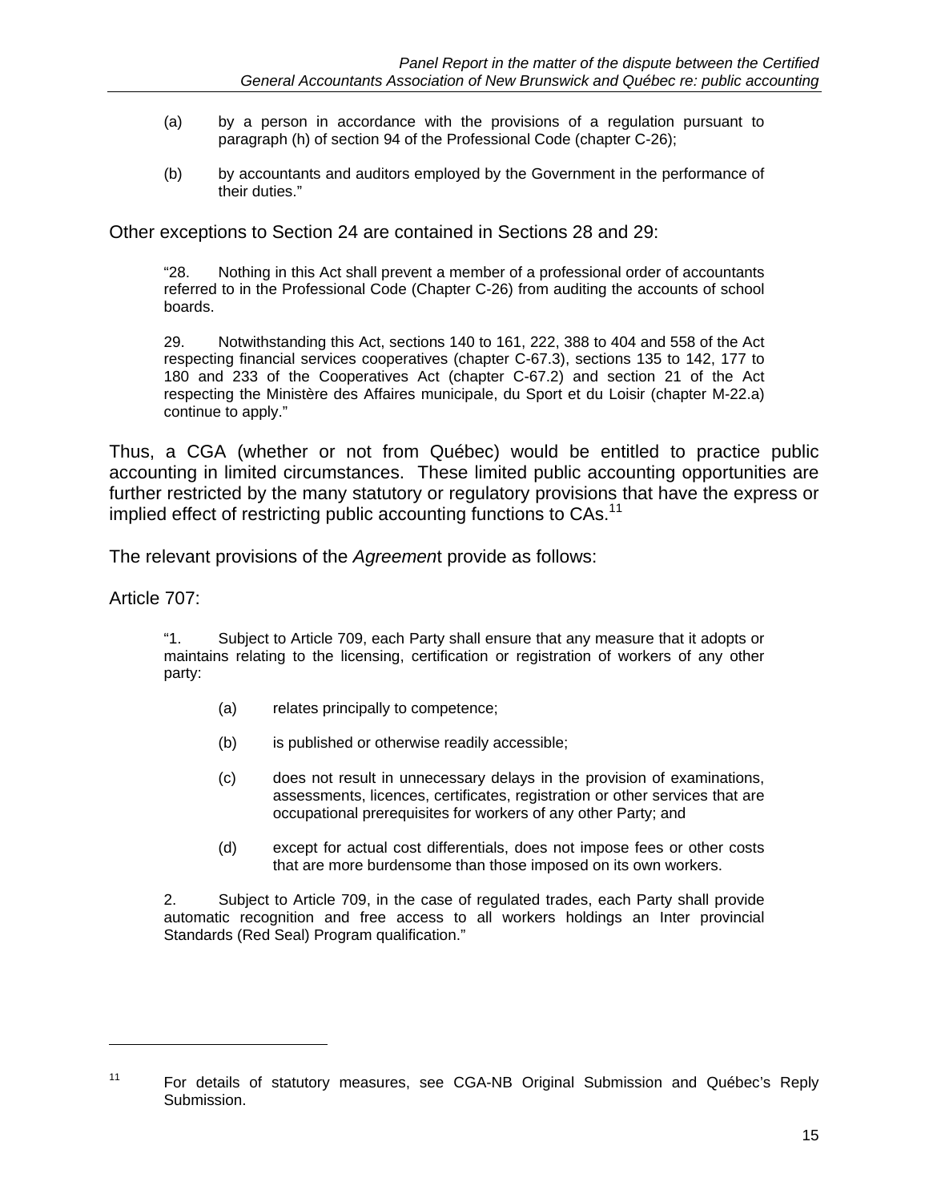> (a) by a person in accordance with the provisions of a regulation pursuant to paragraph (h) of section 94 of the Professional Code (chapter C-26);
>
> (b) by accountants and auditors employed by the Government in the performance of their duties."

Other exceptions to Section 24 are contained in Sections 28 and 29:

> "28. Nothing in this Act shall prevent a member of a professional order of accountants referred to in the Professional Code (Chapter C-26) from auditing the accounts of school boards.
>
> 29. Notwithstanding this Act, sections 140 to 161, 222, 388 to 404 and 558 of the Act respecting financial services cooperatives (chapter C-67.3), sections 135 to 142, 177 to 180 and 233 of the Cooperatives Act (chapter C-67.2) and section 21 of the Act respecting the Ministère des Affaires municipale, du Sport et du Loisir (chapter M-22.a) continue to apply."

Thus, a CGA (whether or not from Québec) would be entitled to practice public accounting in limited circumstances. These limited public accounting opportunities are further restricted by the many statutory or regulatory provisions that have the express or implied effect of restricting public accounting functions to CAs.[11]

The relevant provisions of the *Agreemen*t provide as follows:

Article 707:

> "1. Subject to Article 709, each Party shall ensure that any measure that it adopts or maintains relating to the licensing, certification or registration of workers of any other party:
>
> (a) relates principally to competence;
>
> (b) is published or otherwise readily accessible;
>
> (c) does not result in unnecessary delays in the provision of examinations, assessments, licences, certificates, registration or other services that are occupational prerequisites for workers of any other Party; and
>
> (d) except for actual cost differentials, does not impose fees or other costs that are more burdensome than those imposed on its own workers.
>
> 2. Subject to Article 709, in the case of regulated trades, each Party shall provide automatic recognition and free access to all workers holdings an Inter provincial Standards (Red Seal) Program qualification."

---

[11] For details of statutory measures, see CGA-NB Original Submission and Québec's Reply Submission.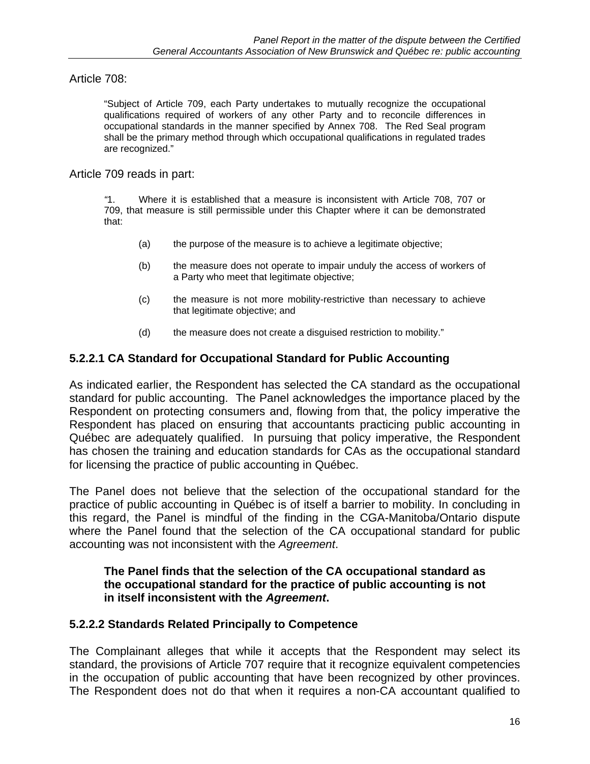Article 708:

> "Subject of Article 709, each Party undertakes to mutually recognize the occupational qualifications required of workers of any other Party and to reconcile differences in occupational standards in the manner specified by Annex 708. The Red Seal program shall be the primary method through which occupational qualifications in regulated trades are recognized."

Article 709 reads in part:

> "1. Where it is established that a measure is inconsistent with Article 708, 707 or 709, that measure is still permissible under this Chapter where it can be demonstrated that:
>
> (a) the purpose of the measure is to achieve a legitimate objective;
>
> (b) the measure does not operate to impair unduly the access of workers of a Party who meet that legitimate objective;
>
> (c) the measure is not more mobility-restrictive than necessary to achieve that legitimate objective; and
>
> (d) the measure does not create a disguised restriction to mobility."

### 5.2.2.1 CA Standard for Occupational Standard for Public Accounting

As indicated earlier, the Respondent has selected the CA standard as the occupational standard for public accounting. The Panel acknowledges the importance placed by the Respondent on protecting consumers and, flowing from that, the policy imperative the Respondent has placed on ensuring that accountants practicing public accounting in Québec are adequately qualified. In pursuing that policy imperative, the Respondent has chosen the training and education standards for CAs as the occupational standard for licensing the practice of public accounting in Québec.

The Panel does not believe that the selection of the occupational standard for the practice of public accounting in Québec is of itself a barrier to mobility. In concluding in this regard, the Panel is mindful of the finding in the CGA-Manitoba/Ontario dispute where the Panel found that the selection of the CA occupational standard for public accounting was not inconsistent with the *Agreement*.

> **The Panel finds that the selection of the CA occupational standard as the occupational standard for the practice of public accounting is not in itself inconsistent with the *Agreement*.**

### 5.2.2.2 Standards Related Principally to Competence

The Complainant alleges that while it accepts that the Respondent may select its standard, the provisions of Article 707 require that it recognize equivalent competencies in the occupation of public accounting that have been recognized by other provinces. The Respondent does not do that when it requires a non-CA accountant qualified to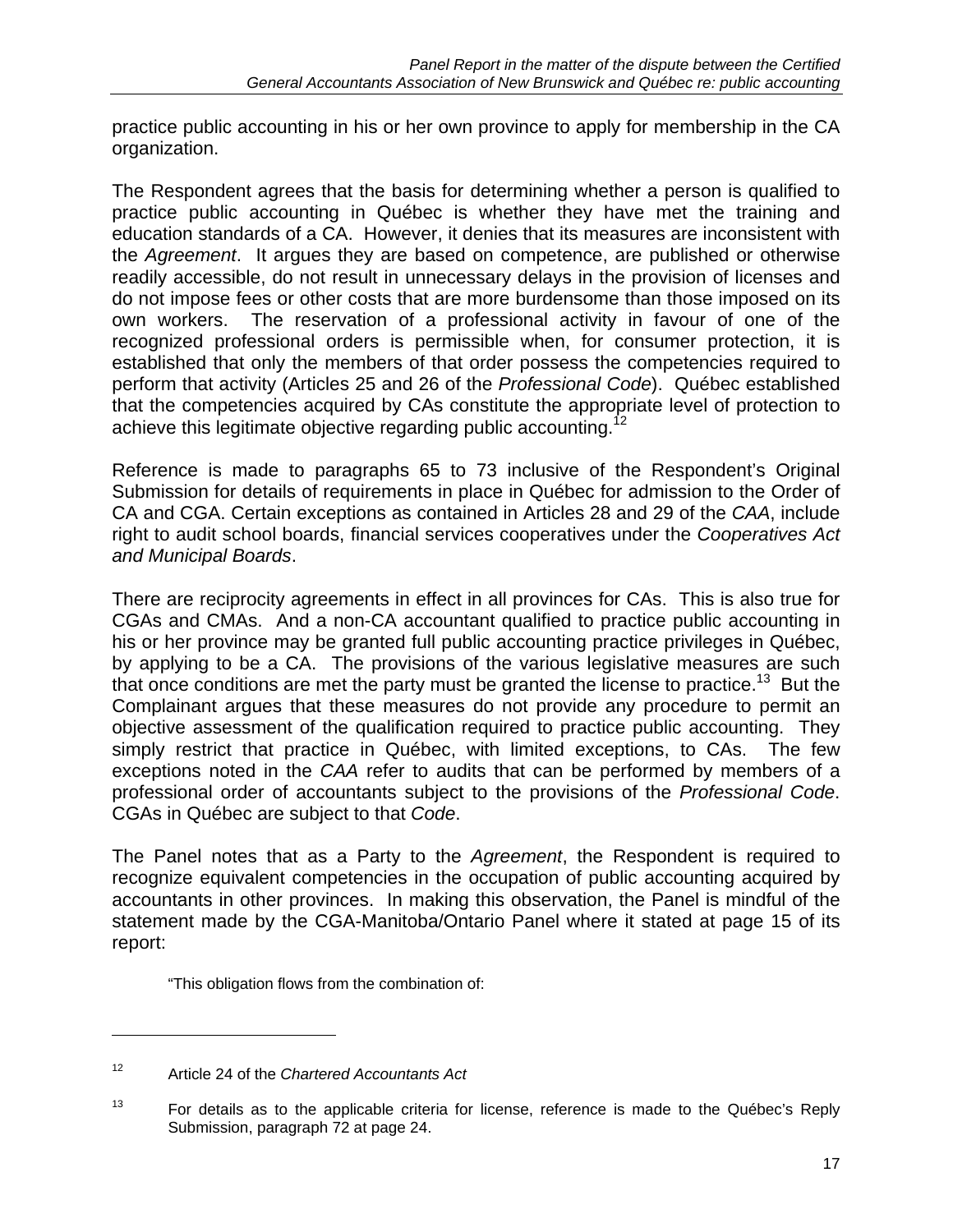practice public accounting in his or her own province to apply for membership in the CA organization.

The Respondent agrees that the basis for determining whether a person is qualified to practice public accounting in Québec is whether they have met the training and education standards of a CA. However, it denies that its measures are inconsistent with the *Agreement*. It argues they are based on competence, are published or otherwise readily accessible, do not result in unnecessary delays in the provision of licenses and do not impose fees or other costs that are more burdensome than those imposed on its own workers. The reservation of a professional activity in favour of one of the recognized professional orders is permissible when, for consumer protection, it is established that only the members of that order possess the competencies required to perform that activity (Articles 25 and 26 of the *Professional Code*). Québec established that the competencies acquired by CAs constitute the appropriate level of protection to achieve this legitimate objective regarding public accounting.[12]

Reference is made to paragraphs 65 to 73 inclusive of the Respondent's Original Submission for details of requirements in place in Québec for admission to the Order of CA and CGA. Certain exceptions as contained in Articles 28 and 29 of the *CAA*, include right to audit school boards, financial services cooperatives under the *Cooperatives Act and Municipal Boards*.

There are reciprocity agreements in effect in all provinces for CAs. This is also true for CGAs and CMAs. And a non-CA accountant qualified to practice public accounting in his or her province may be granted full public accounting practice privileges in Québec, by applying to be a CA. The provisions of the various legislative measures are such that once conditions are met the party must be granted the license to practice.[13] But the Complainant argues that these measures do not provide any procedure to permit an objective assessment of the qualification required to practice public accounting. They simply restrict that practice in Québec, with limited exceptions, to CAs. The few exceptions noted in the *CAA* refer to audits that can be performed by members of a professional order of accountants subject to the provisions of the *Professional Code*. CGAs in Québec are subject to that *Code*.

The Panel notes that as a Party to the *Agreement*, the Respondent is required to recognize equivalent competencies in the occupation of public accounting acquired by accountants in other provinces. In making this observation, the Panel is mindful of the statement made by the CGA-Manitoba/Ontario Panel where it stated at page 15 of its report:

> "This obligation flows from the combination of:

---

[12] Article 24 of the *Chartered Accountants Act*

[13] For details as to the applicable criteria for license, reference is made to the Québec's Reply Submission, paragraph 72 at page 24.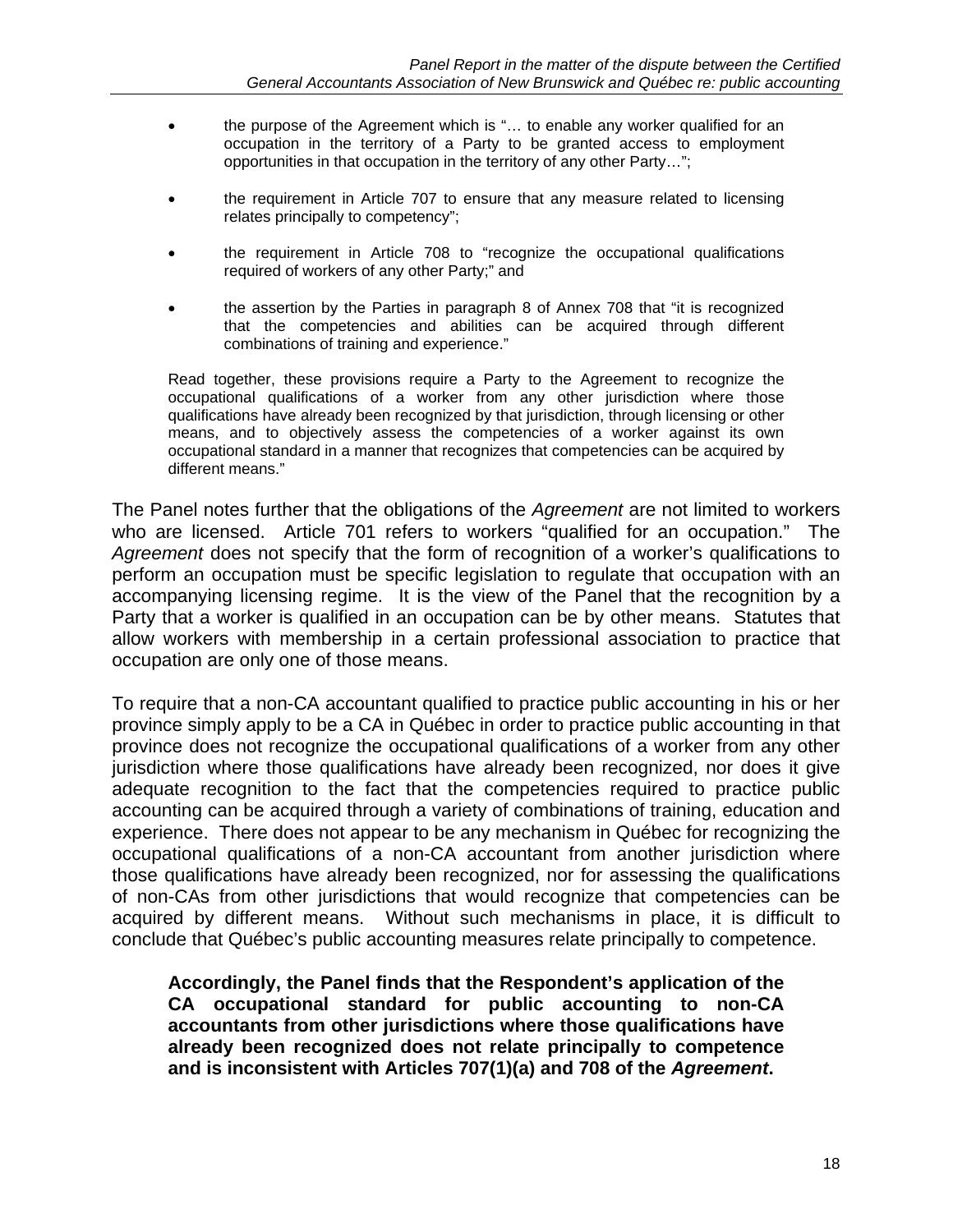- the purpose of the Agreement which is "… to enable any worker qualified for an occupation in the territory of a Party to be granted access to employment opportunities in that occupation in the territory of any other Party…";

- the requirement in Article 707 to ensure that any measure related to licensing relates principally to competency";

- the requirement in Article 708 to "recognize the occupational qualifications required of workers of any other Party;" and

- the assertion by the Parties in paragraph 8 of Annex 708 that "it is recognized that the competencies and abilities can be acquired through different combinations of training and experience."

> Read together, these provisions require a Party to the Agreement to recognize the occupational qualifications of a worker from any other jurisdiction where those qualifications have already been recognized by that jurisdiction, through licensing or other means, and to objectively assess the competencies of a worker against its own occupational standard in a manner that recognizes that competencies can be acquired by different means."

The Panel notes further that the obligations of the *Agreement* are not limited to workers who are licensed. Article 701 refers to workers "qualified for an occupation." The *Agreement* does not specify that the form of recognition of a worker's qualifications to perform an occupation must be specific legislation to regulate that occupation with an accompanying licensing regime. It is the view of the Panel that the recognition by a Party that a worker is qualified in an occupation can be by other means. Statutes that allow workers with membership in a certain professional association to practice that occupation are only one of those means.

To require that a non-CA accountant qualified to practice public accounting in his or her province simply apply to be a CA in Québec in order to practice public accounting in that province does not recognize the occupational qualifications of a worker from any other jurisdiction where those qualifications have already been recognized, nor does it give adequate recognition to the fact that the competencies required to practice public accounting can be acquired through a variety of combinations of training, education and experience. There does not appear to be any mechanism in Québec for recognizing the occupational qualifications of a non-CA accountant from another jurisdiction where those qualifications have already been recognized, nor for assessing the qualifications of non-CAs from other jurisdictions that would recognize that competencies can be acquired by different means. Without such mechanisms in place, it is difficult to conclude that Québec's public accounting measures relate principally to competence.

> **Accordingly, the Panel finds that the Respondent's application of the CA occupational standard for public accounting to non-CA accountants from other jurisdictions where those qualifications have already been recognized does not relate principally to competence and is inconsistent with Articles 707(1)(a) and 708 of the *Agreement*.**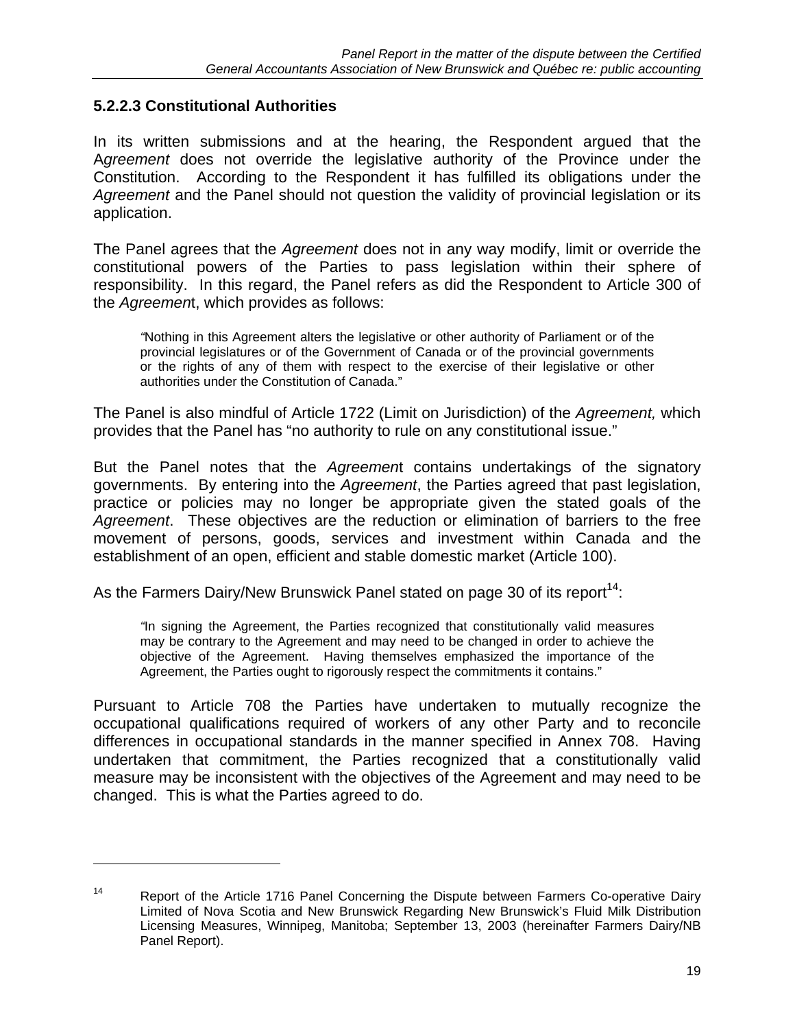### 5.2.2.3 Constitutional Authorities

In its written submissions and at the hearing, the Respondent argued that the A*greement* does not override the legislative authority of the Province under the Constitution. According to the Respondent it has fulfilled its obligations under the *Agreement* and the Panel should not question the validity of provincial legislation or its application.

The Panel agrees that the *Agreement* does not in any way modify, limit or override the constitutional powers of the Parties to pass legislation within their sphere of responsibility. In this regard, the Panel refers as did the Respondent to Article 300 of the *Agreemen*t, which provides as follows:

> "Nothing in this Agreement alters the legislative or other authority of Parliament or of the provincial legislatures or of the Government of Canada or of the provincial governments or the rights of any of them with respect to the exercise of their legislative or other authorities under the Constitution of Canada."

The Panel is also mindful of Article 1722 (Limit on Jurisdiction) of the *Agreement,* which provides that the Panel has "no authority to rule on any constitutional issue."

But the Panel notes that the *Agreemen*t contains undertakings of the signatory governments. By entering into the *Agreement*, the Parties agreed that past legislation, practice or policies may no longer be appropriate given the stated goals of the *Agreement*. These objectives are the reduction or elimination of barriers to the free movement of persons, goods, services and investment within Canada and the establishment of an open, efficient and stable domestic market (Article 100).

As the Farmers Dairy/New Brunswick Panel stated on page 30 of its report[14]:

> "In signing the Agreement, the Parties recognized that constitutionally valid measures may be contrary to the Agreement and may need to be changed in order to achieve the objective of the Agreement. Having themselves emphasized the importance of the Agreement, the Parties ought to rigorously respect the commitments it contains."

Pursuant to Article 708 the Parties have undertaken to mutually recognize the occupational qualifications required of workers of any other Party and to reconcile differences in occupational standards in the manner specified in Annex 708. Having undertaken that commitment, the Parties recognized that a constitutionally valid measure may be inconsistent with the objectives of the Agreement and may need to be changed. This is what the Parties agreed to do.

---

[14] Report of the Article 1716 Panel Concerning the Dispute between Farmers Co-operative Dairy Limited of Nova Scotia and New Brunswick Regarding New Brunswick's Fluid Milk Distribution Licensing Measures, Winnipeg, Manitoba; September 13, 2003 (hereinafter Farmers Dairy/NB Panel Report).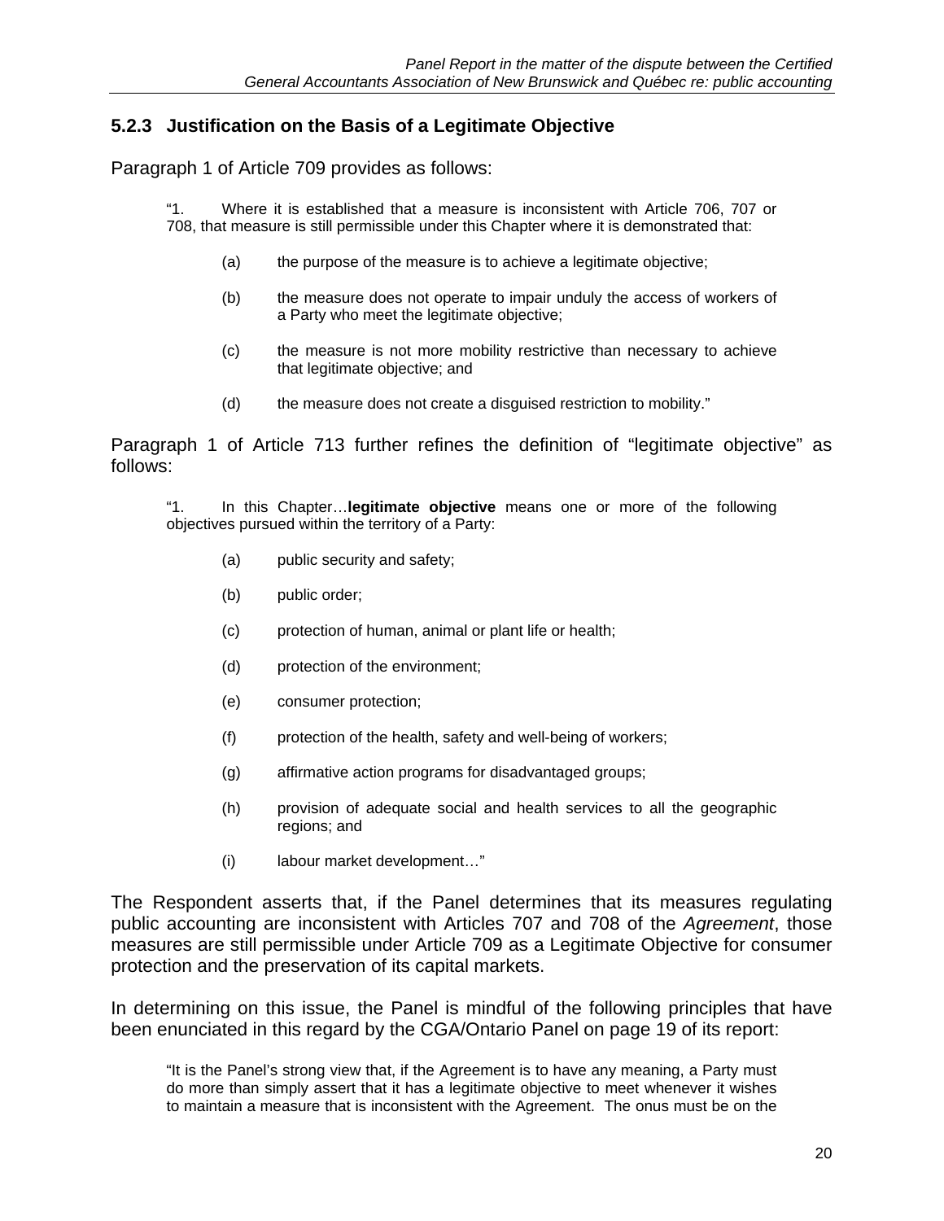### 5.2.3 Justification on the Basis of a Legitimate Objective

Paragraph 1 of Article 709 provides as follows:

> "1. Where it is established that a measure is inconsistent with Article 706, 707 or 708, that measure is still permissible under this Chapter where it is demonstrated that:
>
> (a) the purpose of the measure is to achieve a legitimate objective;
>
> (b) the measure does not operate to impair unduly the access of workers of a Party who meet the legitimate objective;
>
> (c) the measure is not more mobility restrictive than necessary to achieve that legitimate objective; and
>
> (d) the measure does not create a disguised restriction to mobility."

Paragraph 1 of Article 713 further refines the definition of "legitimate objective" as follows:

> "1. In this Chapter…**legitimate objective** means one or more of the following objectives pursued within the territory of a Party:
>
> (a) public security and safety;
>
> (b) public order;
>
> (c) protection of human, animal or plant life or health;
>
> (d) protection of the environment;
>
> (e) consumer protection;
>
> (f) protection of the health, safety and well-being of workers;
>
> (g) affirmative action programs for disadvantaged groups;
>
> (h) provision of adequate social and health services to all the geographic regions; and
>
> (i) labour market development…"

The Respondent asserts that, if the Panel determines that its measures regulating public accounting are inconsistent with Articles 707 and 708 of the *Agreement*, those measures are still permissible under Article 709 as a Legitimate Objective for consumer protection and the preservation of its capital markets.

In determining on this issue, the Panel is mindful of the following principles that have been enunciated in this regard by the CGA/Ontario Panel on page 19 of its report:

> "It is the Panel's strong view that, if the Agreement is to have any meaning, a Party must do more than simply assert that it has a legitimate objective to meet whenever it wishes to maintain a measure that is inconsistent with the Agreement. The onus must be on the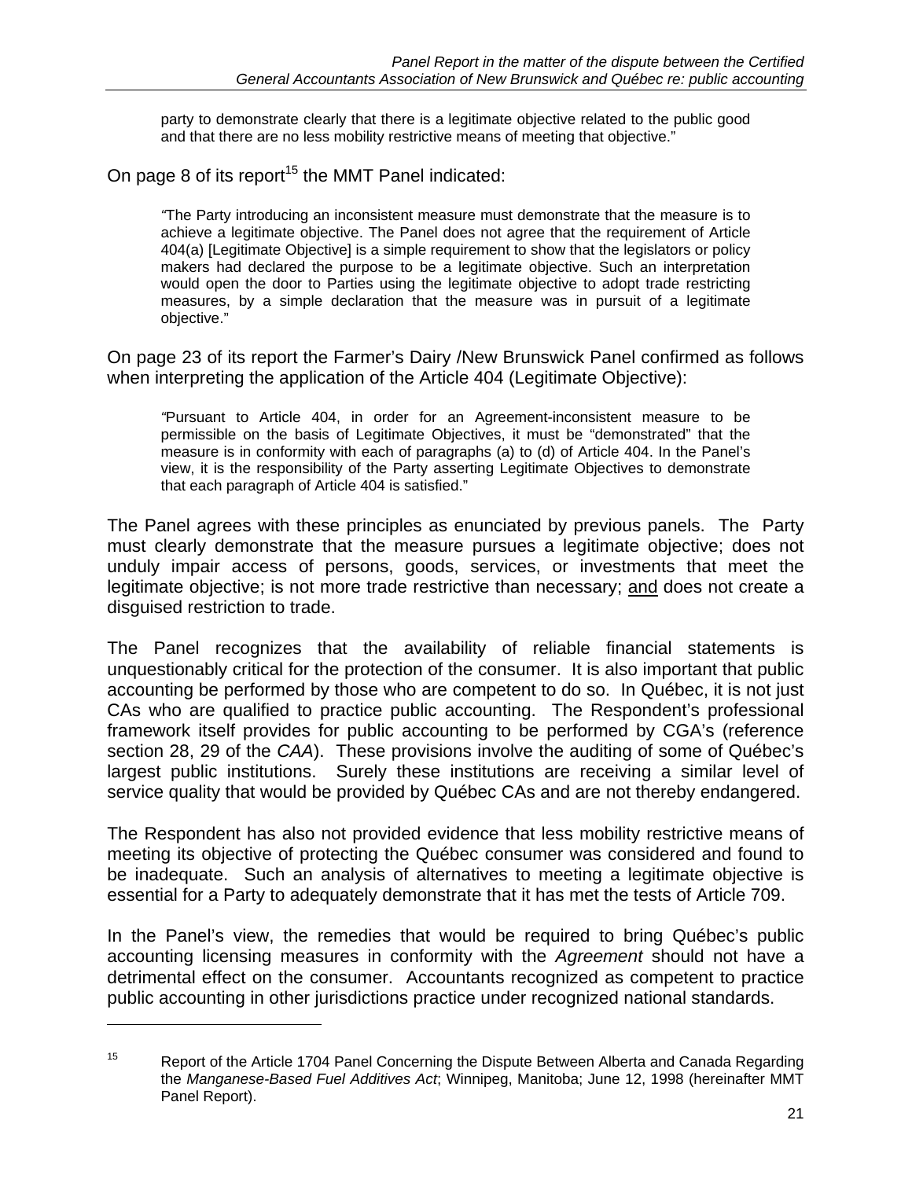> party to demonstrate clearly that there is a legitimate objective related to the public good and that there are no less mobility restrictive means of meeting that objective."

On page 8 of its report[15] the MMT Panel indicated:

> *"*The Party introducing an inconsistent measure must demonstrate that the measure is to achieve a legitimate objective. The Panel does not agree that the requirement of Article 404(a) [Legitimate Objective] is a simple requirement to show that the legislators or policy makers had declared the purpose to be a legitimate objective. Such an interpretation would open the door to Parties using the legitimate objective to adopt trade restricting measures, by a simple declaration that the measure was in pursuit of a legitimate objective."

On page 23 of its report the Farmer's Dairy /New Brunswick Panel confirmed as follows when interpreting the application of the Article 404 (Legitimate Objective):

> *"*Pursuant to Article 404, in order for an Agreement-inconsistent measure to be permissible on the basis of Legitimate Objectives, it must be "demonstrated" that the measure is in conformity with each of paragraphs (a) to (d) of Article 404. In the Panel's view, it is the responsibility of the Party asserting Legitimate Objectives to demonstrate that each paragraph of Article 404 is satisfied."

The Panel agrees with these principles as enunciated by previous panels. The Party must clearly demonstrate that the measure pursues a legitimate objective; does not unduly impair access of persons, goods, services, or investments that meet the legitimate objective; is not more trade restrictive than necessary; <u>and</u> does not create a disguised restriction to trade.

The Panel recognizes that the availability of reliable financial statements is unquestionably critical for the protection of the consumer. It is also important that public accounting be performed by those who are competent to do so. In Québec, it is not just CAs who are qualified to practice public accounting. The Respondent's professional framework itself provides for public accounting to be performed by CGA's (reference section 28, 29 of the *CAA*). These provisions involve the auditing of some of Québec's largest public institutions. Surely these institutions are receiving a similar level of service quality that would be provided by Québec CAs and are not thereby endangered.

The Respondent has also not provided evidence that less mobility restrictive means of meeting its objective of protecting the Québec consumer was considered and found to be inadequate. Such an analysis of alternatives to meeting a legitimate objective is essential for a Party to adequately demonstrate that it has met the tests of Article 709.

In the Panel's view, the remedies that would be required to bring Québec's public accounting licensing measures in conformity with the *Agreement* should not have a detrimental effect on the consumer. Accountants recognized as competent to practice public accounting in other jurisdictions practice under recognized national standards.

---

[15] Report of the Article 1704 Panel Concerning the Dispute Between Alberta and Canada Regarding the *Manganese-Based Fuel Additives Act*; Winnipeg, Manitoba; June 12, 1998 (hereinafter MMT Panel Report).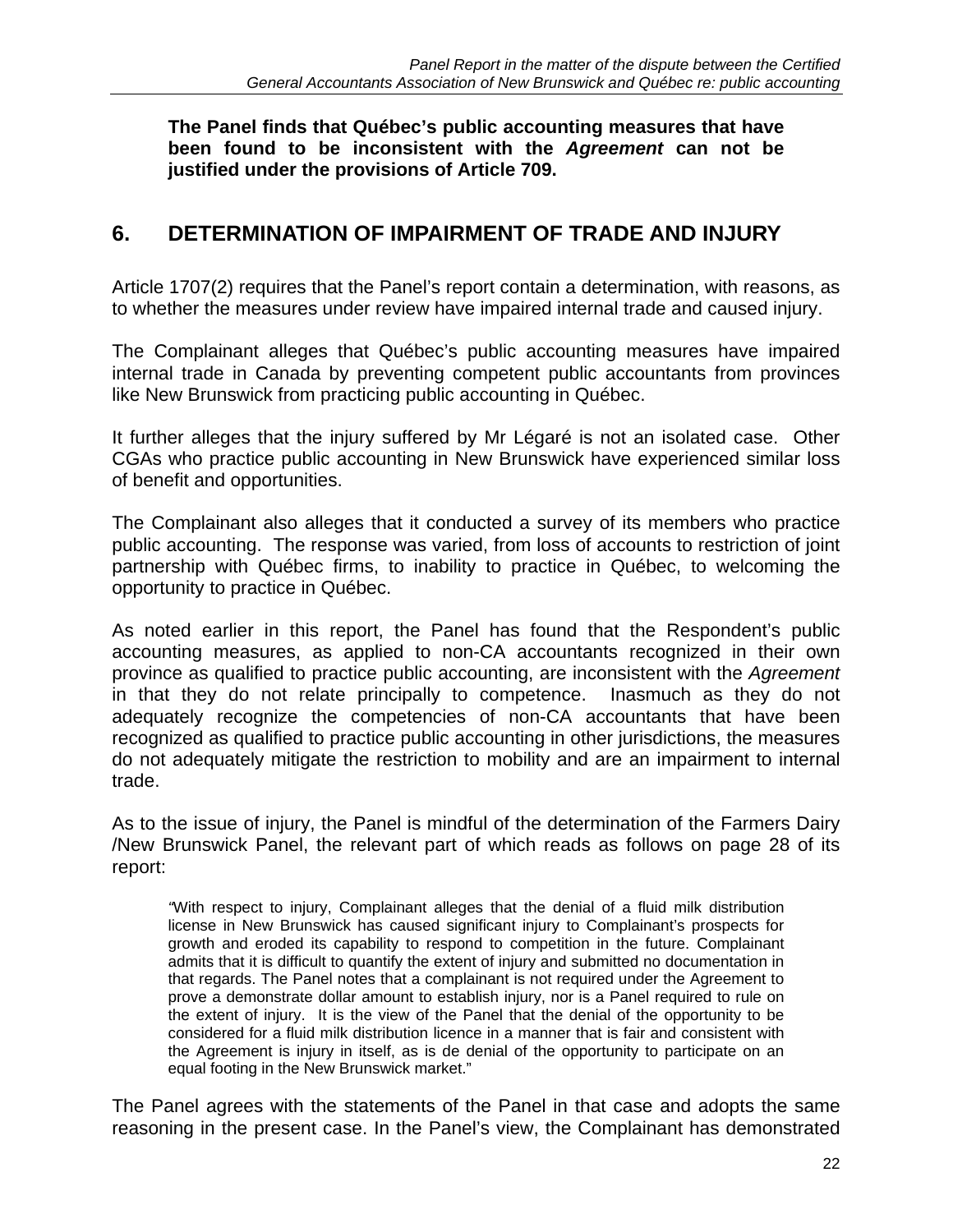**The Panel finds that Québec's public accounting measures that have been found to be inconsistent with the *Agreement* can not be justified under the provisions of Article 709.**

## 6. DETERMINATION OF IMPAIRMENT OF TRADE AND INJURY

Article 1707(2) requires that the Panel's report contain a determination, with reasons, as to whether the measures under review have impaired internal trade and caused injury.

The Complainant alleges that Québec's public accounting measures have impaired internal trade in Canada by preventing competent public accountants from provinces like New Brunswick from practicing public accounting in Québec.

It further alleges that the injury suffered by Mr Légaré is not an isolated case. Other CGAs who practice public accounting in New Brunswick have experienced similar loss of benefit and opportunities.

The Complainant also alleges that it conducted a survey of its members who practice public accounting. The response was varied, from loss of accounts to restriction of joint partnership with Québec firms, to inability to practice in Québec, to welcoming the opportunity to practice in Québec.

As noted earlier in this report, the Panel has found that the Respondent's public accounting measures, as applied to non-CA accountants recognized in their own province as qualified to practice public accounting, are inconsistent with the *Agreement* in that they do not relate principally to competence. Inasmuch as they do not adequately recognize the competencies of non-CA accountants that have been recognized as qualified to practice public accounting in other jurisdictions, the measures do not adequately mitigate the restriction to mobility and are an impairment to internal trade.

As to the issue of injury, the Panel is mindful of the determination of the Farmers Dairy /New Brunswick Panel, the relevant part of which reads as follows on page 28 of its report:

> "With respect to injury, Complainant alleges that the denial of a fluid milk distribution license in New Brunswick has caused significant injury to Complainant's prospects for growth and eroded its capability to respond to competition in the future. Complainant admits that it is difficult to quantify the extent of injury and submitted no documentation in that regards. The Panel notes that a complainant is not required under the Agreement to prove a demonstrate dollar amount to establish injury, nor is a Panel required to rule on the extent of injury. It is the view of the Panel that the denial of the opportunity to be considered for a fluid milk distribution licence in a manner that is fair and consistent with the Agreement is injury in itself, as is de denial of the opportunity to participate on an equal footing in the New Brunswick market."

The Panel agrees with the statements of the Panel in that case and adopts the same reasoning in the present case. In the Panel's view, the Complainant has demonstrated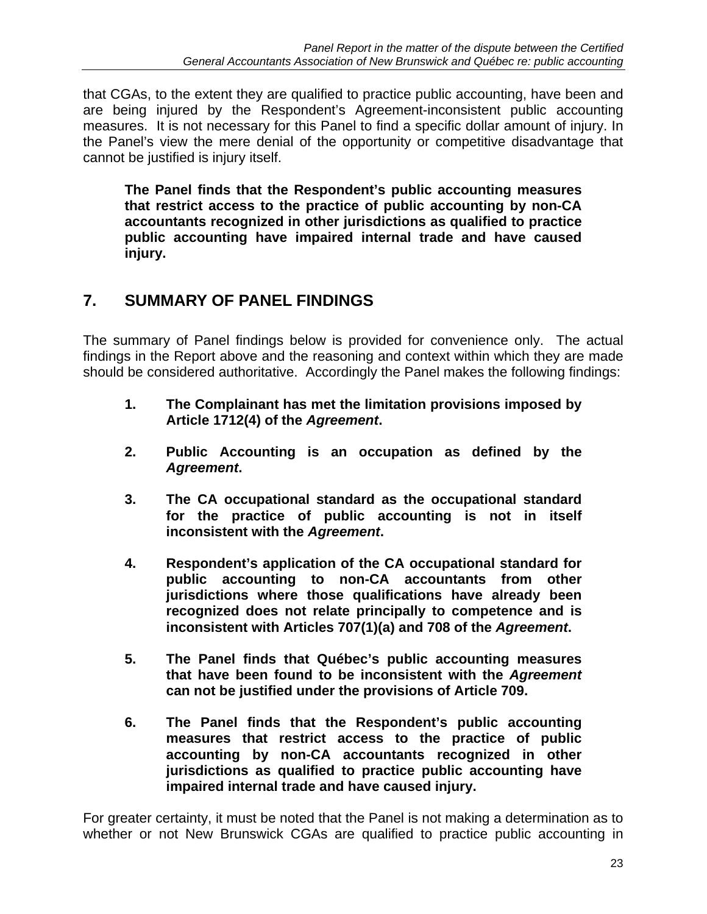that CGAs, to the extent they are qualified to practice public accounting, have been and are being injured by the Respondent's Agreement-inconsistent public accounting measures. It is not necessary for this Panel to find a specific dollar amount of injury. In the Panel's view the mere denial of the opportunity or competitive disadvantage that cannot be justified is injury itself.

> **The Panel finds that the Respondent's public accounting measures that restrict access to the practice of public accounting by non-CA accountants recognized in other jurisdictions as qualified to practice public accounting have impaired internal trade and have caused injury.**

## 7. SUMMARY OF PANEL FINDINGS

The summary of Panel findings below is provided for convenience only. The actual findings in the Report above and the reasoning and context within which they are made should be considered authoritative. Accordingly the Panel makes the following findings:

1. **The Complainant has met the limitation provisions imposed by Article 1712(4) of the *Agreement*.**

2. **Public Accounting is an occupation as defined by the *Agreement*.**

3. **The CA occupational standard as the occupational standard for the practice of public accounting is not in itself inconsistent with the *Agreement*.**

4. **Respondent's application of the CA occupational standard for public accounting to non-CA accountants from other jurisdictions where those qualifications have already been recognized does not relate principally to competence and is inconsistent with Articles 707(1)(a) and 708 of the *Agreement*.**

5. **The Panel finds that Québec's public accounting measures that have been found to be inconsistent with the *Agreement* can not be justified under the provisions of Article 709.**

6. **The Panel finds that the Respondent's public accounting measures that restrict access to the practice of public accounting by non-CA accountants recognized in other jurisdictions as qualified to practice public accounting have impaired internal trade and have caused injury.**

For greater certainty, it must be noted that the Panel is not making a determination as to whether or not New Brunswick CGAs are qualified to practice public accounting in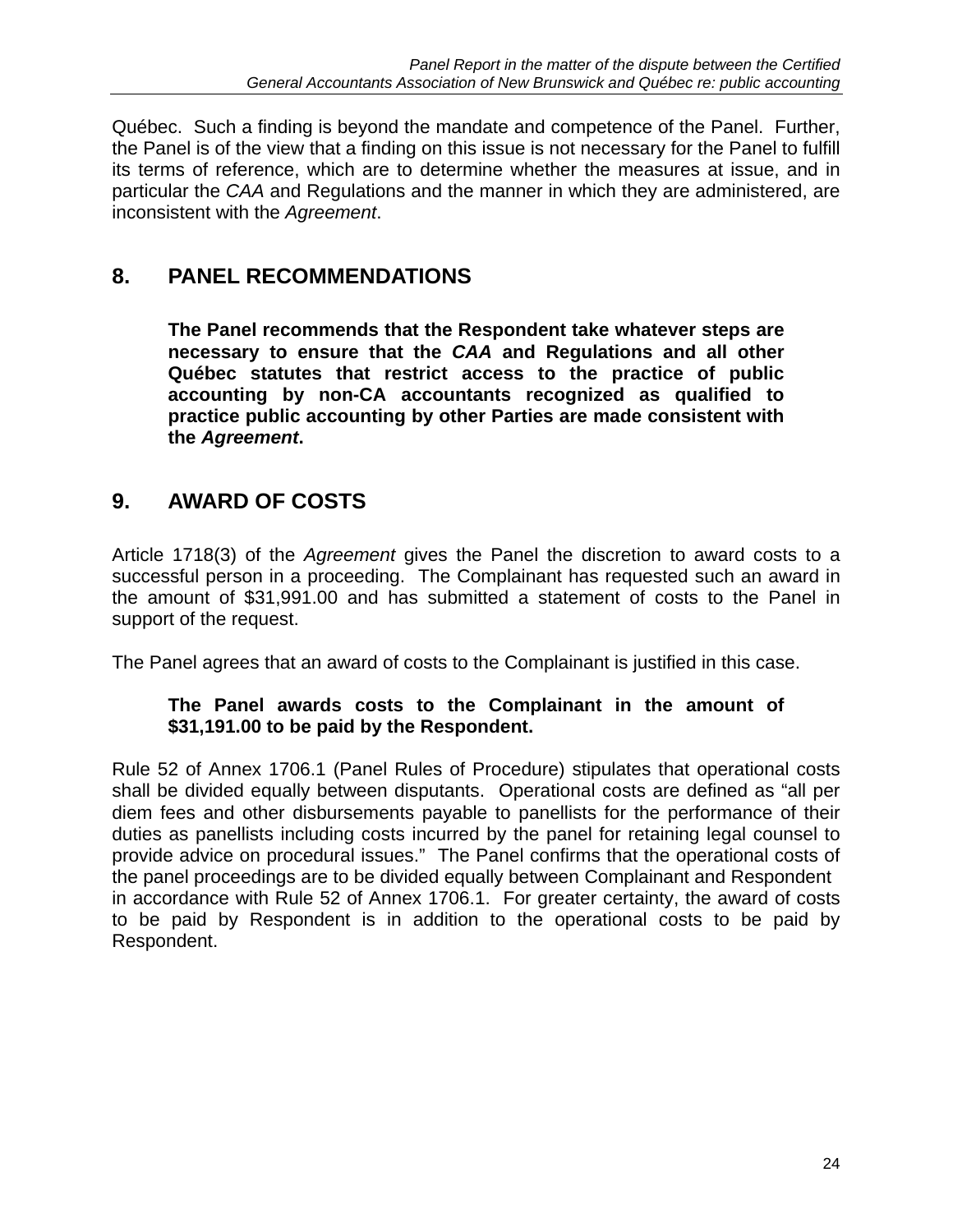Québec. Such a finding is beyond the mandate and competence of the Panel. Further, the Panel is of the view that a finding on this issue is not necessary for the Panel to fulfill its terms of reference, which are to determine whether the measures at issue, and in particular the *CAA* and Regulations and the manner in which they are administered, are inconsistent with the *Agreement*.

## 8. PANEL RECOMMENDATIONS

**The Panel recommends that the Respondent take whatever steps are necessary to ensure that the *CAA* and Regulations and all other Québec statutes that restrict access to the practice of public accounting by non-CA accountants recognized as qualified to practice public accounting by other Parties are made consistent with the *Agreement*.**

## 9. AWARD OF COSTS

Article 1718(3) of the *Agreement* gives the Panel the discretion to award costs to a successful person in a proceeding. The Complainant has requested such an award in the amount of $31,991.00 and has submitted a statement of costs to the Panel in support of the request.

The Panel agrees that an award of costs to the Complainant is justified in this case.

**The Panel awards costs to the Complainant in the amount of $31,191.00 to be paid by the Respondent.**

Rule 52 of Annex 1706.1 (Panel Rules of Procedure) stipulates that operational costs shall be divided equally between disputants. Operational costs are defined as "all per diem fees and other disbursements payable to panellists for the performance of their duties as panellists including costs incurred by the panel for retaining legal counsel to provide advice on procedural issues." The Panel confirms that the operational costs of the panel proceedings are to be divided equally between Complainant and Respondent in accordance with Rule 52 of Annex 1706.1. For greater certainty, the award of costs to be paid by Respondent is in addition to the operational costs to be paid by Respondent.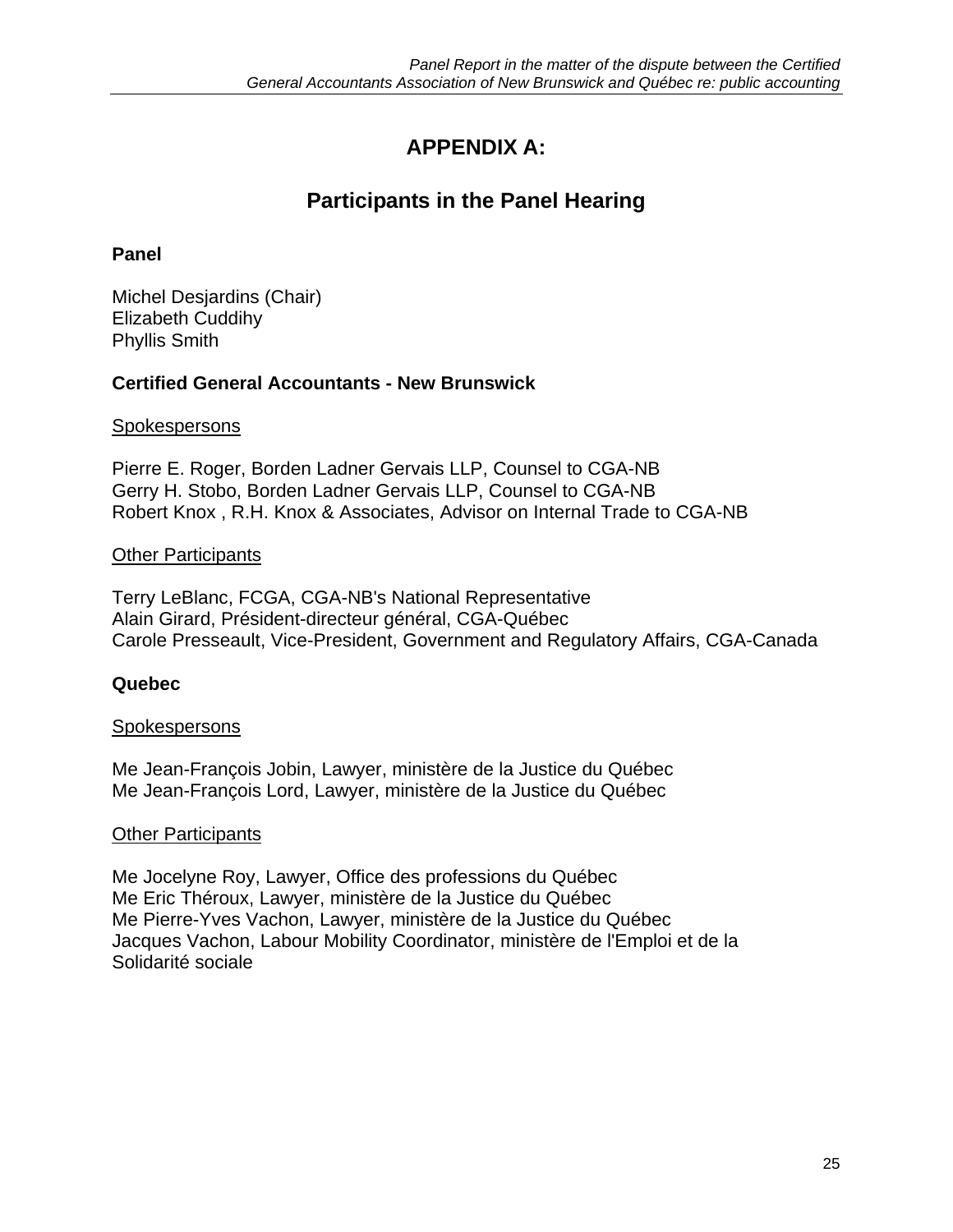# APPENDIX A:

## Participants in the Panel Hearing

**Panel**

Michel Desjardins (Chair)
Elizabeth Cuddihy
Phyllis Smith

**Certified General Accountants - New Brunswick**

Spokespersons

Pierre E. Roger, Borden Ladner Gervais LLP, Counsel to CGA-NB
Gerry H. Stobo, Borden Ladner Gervais LLP, Counsel to CGA-NB
Robert Knox , R.H. Knox & Associates, Advisor on Internal Trade to CGA-NB

Other Participants

Terry LeBlanc, FCGA, CGA-NB's National Representative
Alain Girard, Président-directeur général, CGA-Québec
Carole Presseault, Vice-President, Government and Regulatory Affairs, CGA-Canada

**Quebec**

Spokespersons

Me Jean-François Jobin, Lawyer, ministère de la Justice du Québec
Me Jean-François Lord, Lawyer, ministère de la Justice du Québec

Other Participants

Me Jocelyne Roy, Lawyer, Office des professions du Québec
Me Eric Théroux, Lawyer, ministère de la Justice du Québec
Me Pierre-Yves Vachon, Lawyer, ministère de la Justice du Québec
Jacques Vachon, Labour Mobility Coordinator, ministère de l'Emploi et de la Solidarité sociale